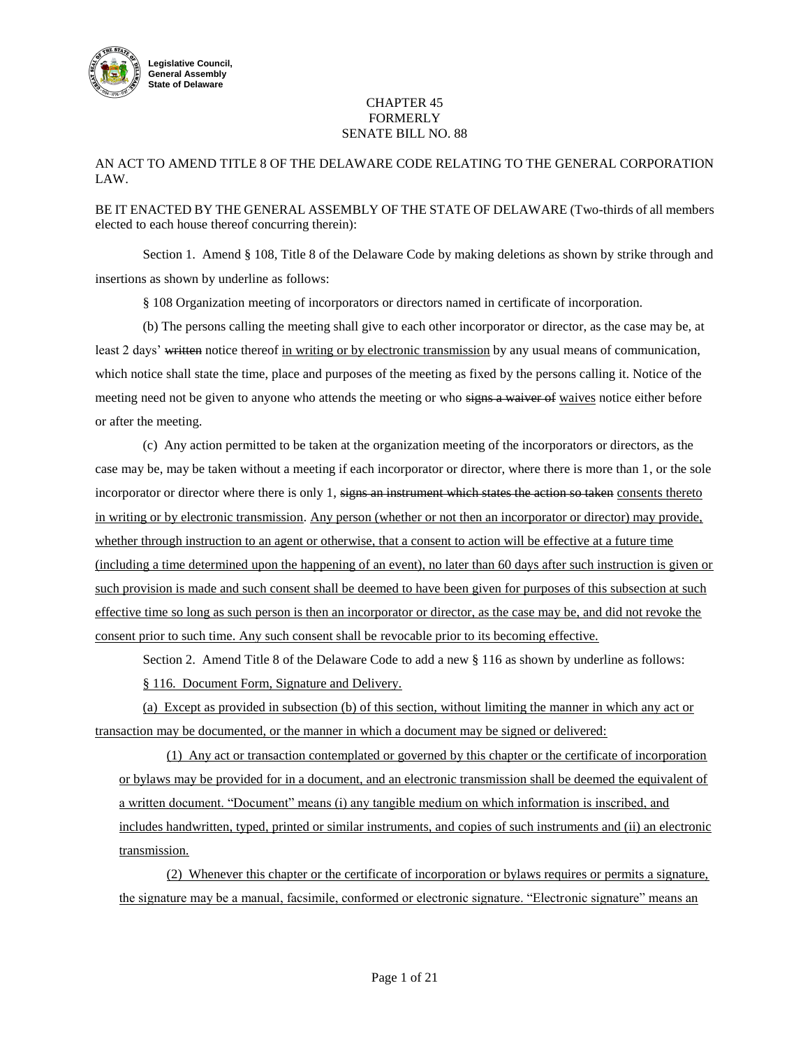Legislative Council,
General Assembly
State of Delaware

# CHAPTER 45
# FORMERLY
# SENATE BILL NO. 88

AN ACT TO AMEND TITLE 8 OF THE DELAWARE CODE RELATING TO THE GENERAL CORPORATION LAW.

BE IT ENACTED BY THE GENERAL ASSEMBLY OF THE STATE OF DELAWARE (Two-thirds of all members elected to each house thereof concurring therein):

Section 1. Amend § 108, Title 8 of the Delaware Code by making deletions as shown by strike through and insertions as shown by underline as follows:

§ 108 Organization meeting of incorporators or directors named in certificate of incorporation.

(b) The persons calling the meeting shall give to each other incorporator or director, as the case may be, at least 2 days' ~~written~~ notice thereof <u>in writing or by electronic transmission</u> by any usual means of communication, which notice shall state the time, place and purposes of the meeting as fixed by the persons calling it. Notice of the meeting need not be given to anyone who attends the meeting or who ~~signs a waiver of~~ <u>waives</u> notice either before or after the meeting.

(c) Any action permitted to be taken at the organization meeting of the incorporators or directors, as the case may be, may be taken without a meeting if each incorporator or director, where there is more than 1, or the sole incorporator or director where there is only 1, ~~signs an instrument which states the action so taken~~ <u>consents thereto in writing or by electronic transmission</u>. <u>Any person (whether or not then an incorporator or director) may provide, whether through instruction to an agent or otherwise, that a consent to action will be effective at a future time (including a time determined upon the happening of an event), no later than 60 days after such instruction is given or such provision is made and such consent shall be deemed to have been given for purposes of this subsection at such effective time so long as such person is then an incorporator or director, as the case may be, and did not revoke the consent prior to such time. Any such consent shall be revocable prior to its becoming effective.</u>

Section 2. Amend Title 8 of the Delaware Code to add a new § 116 as shown by underline as follows:

<u>§ 116. Document Form, Signature and Delivery.</u>

<u>(a) Except as provided in subsection (b) of this section, without limiting the manner in which any act or transaction may be documented, or the manner in which a document may be signed or delivered:</u>

<u>(1) Any act or transaction contemplated or governed by this chapter or the certificate of incorporation or bylaws may be provided for in a document, and an electronic transmission shall be deemed the equivalent of a written document. "Document" means (i) any tangible medium on which information is inscribed, and includes handwritten, typed, printed or similar instruments, and copies of such instruments and (ii) an electronic transmission.</u>

<u>(2) Whenever this chapter or the certificate of incorporation or bylaws requires or permits a signature, the signature may be a manual, facsimile, conformed or electronic signature. "Electronic signature" means an</u>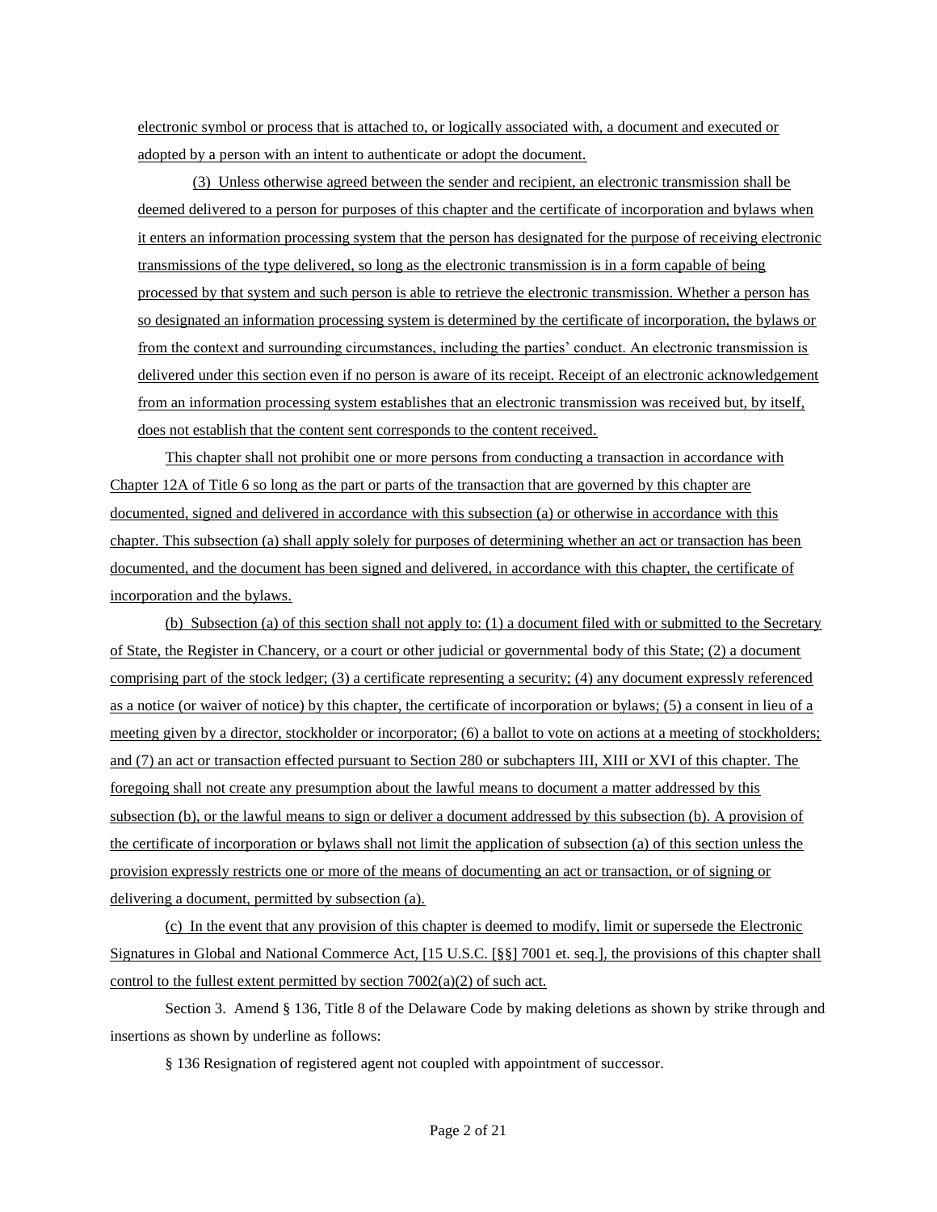electronic symbol or process that is attached to, or logically associated with, a document and executed or adopted by a person with an intent to authenticate or adopt the document.

(3) Unless otherwise agreed between the sender and recipient, an electronic transmission shall be deemed delivered to a person for purposes of this chapter and the certificate of incorporation and bylaws when it enters an information processing system that the person has designated for the purpose of receiving electronic transmissions of the type delivered, so long as the electronic transmission is in a form capable of being processed by that system and such person is able to retrieve the electronic transmission. Whether a person has so designated an information processing system is determined by the certificate of incorporation, the bylaws or from the context and surrounding circumstances, including the parties' conduct. An electronic transmission is delivered under this section even if no person is aware of its receipt. Receipt of an electronic acknowledgement from an information processing system establishes that an electronic transmission was received but, by itself, does not establish that the content sent corresponds to the content received.

This chapter shall not prohibit one or more persons from conducting a transaction in accordance with Chapter 12A of Title 6 so long as the part or parts of the transaction that are governed by this chapter are documented, signed and delivered in accordance with this subsection (a) or otherwise in accordance with this chapter. This subsection (a) shall apply solely for purposes of determining whether an act or transaction has been documented, and the document has been signed and delivered, in accordance with this chapter, the certificate of incorporation and the bylaws.

(b) Subsection (a) of this section shall not apply to: (1) a document filed with or submitted to the Secretary of State, the Register in Chancery, or a court or other judicial or governmental body of this State; (2) a document comprising part of the stock ledger; (3) a certificate representing a security; (4) any document expressly referenced as a notice (or waiver of notice) by this chapter, the certificate of incorporation or bylaws; (5) a consent in lieu of a meeting given by a director, stockholder or incorporator; (6) a ballot to vote on actions at a meeting of stockholders; and (7) an act or transaction effected pursuant to Section 280 or subchapters III, XIII or XVI of this chapter. The foregoing shall not create any presumption about the lawful means to document a matter addressed by this subsection (b), or the lawful means to sign or deliver a document addressed by this subsection (b). A provision of the certificate of incorporation or bylaws shall not limit the application of subsection (a) of this section unless the provision expressly restricts one or more of the means of documenting an act or transaction, or of signing or delivering a document, permitted by subsection (a).

(c) In the event that any provision of this chapter is deemed to modify, limit or supersede the Electronic Signatures in Global and National Commerce Act, [15 U.S.C. [§§] 7001 et. seq.], the provisions of this chapter shall control to the fullest extent permitted by section 7002(a)(2) of such act.

Section 3. Amend § 136, Title 8 of the Delaware Code by making deletions as shown by strike through and insertions as shown by underline as follows:

§ 136 Resignation of registered agent not coupled with appointment of successor.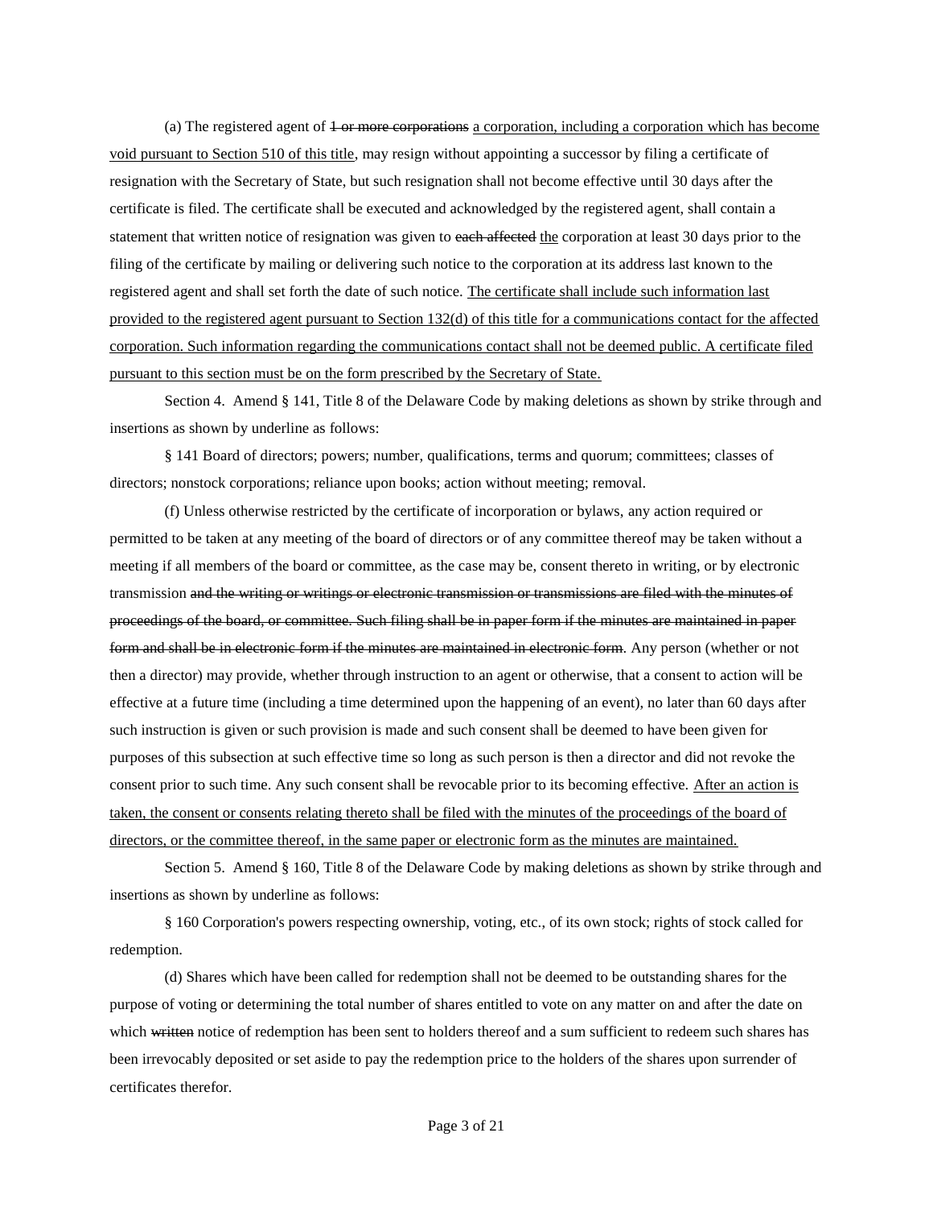(a) The registered agent of ~~1 or more corporations~~ <u>a corporation, including a corporation which has become void pursuant to Section 510 of this title</u>, may resign without appointing a successor by filing a certificate of resignation with the Secretary of State, but such resignation shall not become effective until 30 days after the certificate is filed. The certificate shall be executed and acknowledged by the registered agent, shall contain a statement that written notice of resignation was given to ~~each affected~~ <u>the</u> corporation at least 30 days prior to the filing of the certificate by mailing or delivering such notice to the corporation at its address last known to the registered agent and shall set forth the date of such notice. <u>The certificate shall include such information last provided to the registered agent pursuant to Section 132(d) of this title for a communications contact for the affected corporation. Such information regarding the communications contact shall not be deemed public. A certificate filed pursuant to this section must be on the form prescribed by the Secretary of State.</u>

Section 4. Amend § 141, Title 8 of the Delaware Code by making deletions as shown by strike through and insertions as shown by underline as follows:

§ 141 Board of directors; powers; number, qualifications, terms and quorum; committees; classes of directors; nonstock corporations; reliance upon books; action without meeting; removal.

(f) Unless otherwise restricted by the certificate of incorporation or bylaws, any action required or permitted to be taken at any meeting of the board of directors or of any committee thereof may be taken without a meeting if all members of the board or committee, as the case may be, consent thereto in writing, or by electronic transmission ~~and the writing or writings or electronic transmission or transmissions are filed with the minutes of proceedings of the board, or committee. Such filing shall be in paper form if the minutes are maintained in paper form and shall be in electronic form if the minutes are maintained in electronic form~~. Any person (whether or not then a director) may provide, whether through instruction to an agent or otherwise, that a consent to action will be effective at a future time (including a time determined upon the happening of an event), no later than 60 days after such instruction is given or such provision is made and such consent shall be deemed to have been given for purposes of this subsection at such effective time so long as such person is then a director and did not revoke the consent prior to such time. Any such consent shall be revocable prior to its becoming effective. <u>After an action is taken, the consent or consents relating thereto shall be filed with the minutes of the proceedings of the board of directors, or the committee thereof, in the same paper or electronic form as the minutes are maintained.</u>

Section 5. Amend § 160, Title 8 of the Delaware Code by making deletions as shown by strike through and insertions as shown by underline as follows:

§ 160 Corporation's powers respecting ownership, voting, etc., of its own stock; rights of stock called for redemption.

(d) Shares which have been called for redemption shall not be deemed to be outstanding shares for the purpose of voting or determining the total number of shares entitled to vote on any matter on and after the date on which ~~written~~ notice of redemption has been sent to holders thereof and a sum sufficient to redeem such shares has been irrevocably deposited or set aside to pay the redemption price to the holders of the shares upon surrender of certificates therefor.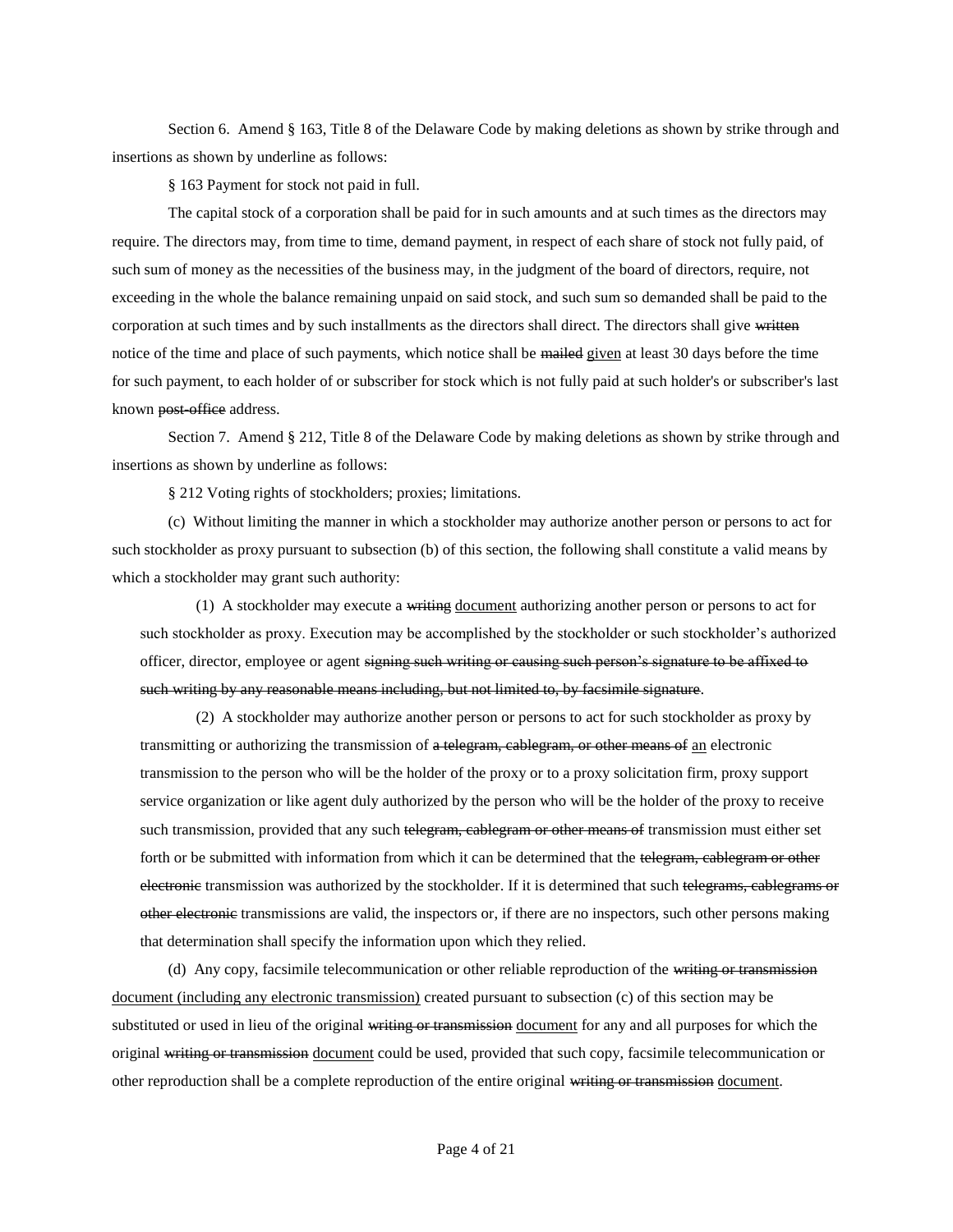Section 6. Amend § 163, Title 8 of the Delaware Code by making deletions as shown by strike through and insertions as shown by underline as follows:

§ 163 Payment for stock not paid in full.

The capital stock of a corporation shall be paid for in such amounts and at such times as the directors may require. The directors may, from time to time, demand payment, in respect of each share of stock not fully paid, of such sum of money as the necessities of the business may, in the judgment of the board of directors, require, not exceeding in the whole the balance remaining unpaid on said stock, and such sum so demanded shall be paid to the corporation at such times and by such installments as the directors shall direct. The directors shall give ~~written~~ notice of the time and place of such payments, which notice shall be ~~mailed~~ <u>given</u> at least 30 days before the time for such payment, to each holder of or subscriber for stock which is not fully paid at such holder's or subscriber's last known ~~post-office~~ address.

Section 7. Amend § 212, Title 8 of the Delaware Code by making deletions as shown by strike through and insertions as shown by underline as follows:

§ 212 Voting rights of stockholders; proxies; limitations.

(c) Without limiting the manner in which a stockholder may authorize another person or persons to act for such stockholder as proxy pursuant to subsection (b) of this section, the following shall constitute a valid means by which a stockholder may grant such authority:

(1) A stockholder may execute a ~~writing~~ <u>document</u> authorizing another person or persons to act for such stockholder as proxy. Execution may be accomplished by the stockholder or such stockholder's authorized officer, director, employee or agent ~~signing such writing or causing such person's signature to be affixed to such writing by any reasonable means including, but not limited to, by facsimile signature~~.

(2) A stockholder may authorize another person or persons to act for such stockholder as proxy by transmitting or authorizing the transmission of ~~a telegram, cablegram, or other means of~~ <u>an</u> electronic transmission to the person who will be the holder of the proxy or to a proxy solicitation firm, proxy support service organization or like agent duly authorized by the person who will be the holder of the proxy to receive such transmission, provided that any such ~~telegram, cablegram or other means of~~ transmission must either set forth or be submitted with information from which it can be determined that the ~~telegram, cablegram or other electronic~~ transmission was authorized by the stockholder. If it is determined that such ~~telegrams, cablegrams or other electronic~~ transmissions are valid, the inspectors or, if there are no inspectors, such other persons making that determination shall specify the information upon which they relied.

(d) Any copy, facsimile telecommunication or other reliable reproduction of the ~~writing or transmission~~ <u>document (including any electronic transmission)</u> created pursuant to subsection (c) of this section may be substituted or used in lieu of the original ~~writing or transmission~~ <u>document</u> for any and all purposes for which the original ~~writing or transmission~~ <u>document</u> could be used, provided that such copy, facsimile telecommunication or other reproduction shall be a complete reproduction of the entire original ~~writing or transmission~~ <u>document</u>.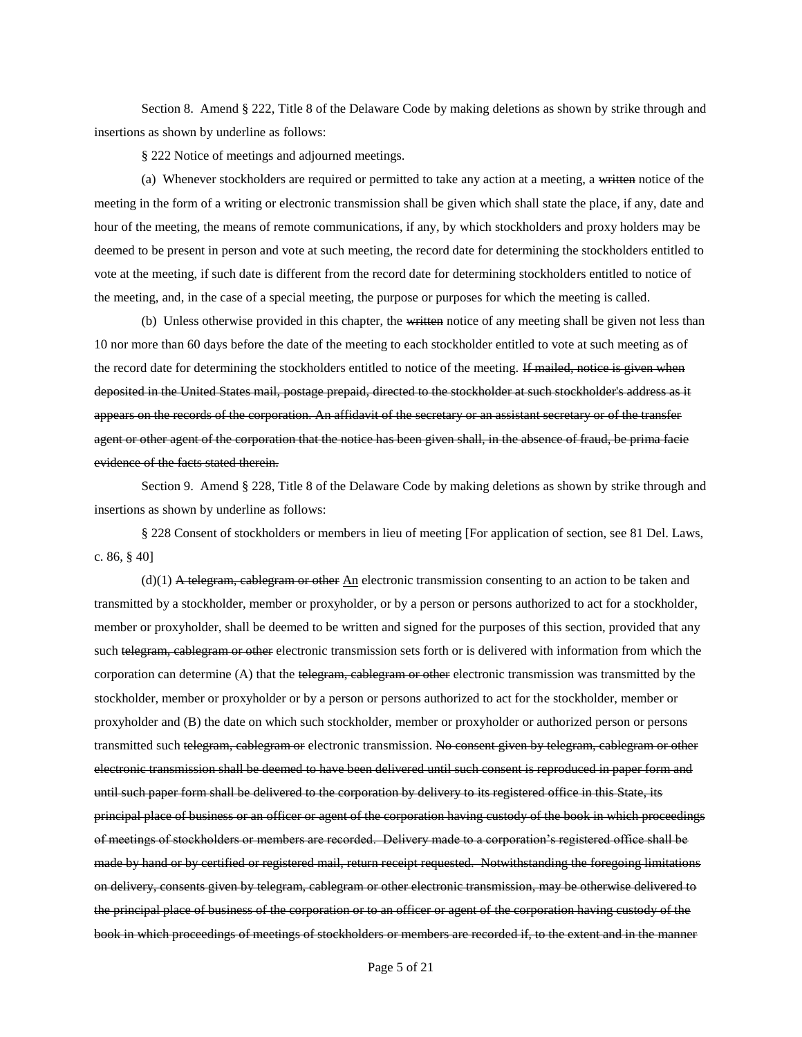Section 8. Amend § 222, Title 8 of the Delaware Code by making deletions as shown by strike through and insertions as shown by underline as follows:

§ 222 Notice of meetings and adjourned meetings.

(a) Whenever stockholders are required or permitted to take any action at a meeting, a ~~written~~ notice of the meeting in the form of a writing or electronic transmission shall be given which shall state the place, if any, date and hour of the meeting, the means of remote communications, if any, by which stockholders and proxy holders may be deemed to be present in person and vote at such meeting, the record date for determining the stockholders entitled to vote at the meeting, if such date is different from the record date for determining stockholders entitled to notice of the meeting, and, in the case of a special meeting, the purpose or purposes for which the meeting is called.

(b) Unless otherwise provided in this chapter, the ~~written~~ notice of any meeting shall be given not less than 10 nor more than 60 days before the date of the meeting to each stockholder entitled to vote at such meeting as of the record date for determining the stockholders entitled to notice of the meeting. ~~If mailed, notice is given when deposited in the United States mail, postage prepaid, directed to the stockholder at such stockholder's address as it appears on the records of the corporation. An affidavit of the secretary or an assistant secretary or of the transfer agent or other agent of the corporation that the notice has been given shall, in the absence of fraud, be prima facie evidence of the facts stated therein.~~

Section 9. Amend § 228, Title 8 of the Delaware Code by making deletions as shown by strike through and insertions as shown by underline as follows:

§ 228 Consent of stockholders or members in lieu of meeting [For application of section, see 81 Del. Laws, c. 86, § 40]

(d)(1) ~~A telegram, cablegram or other~~ <u>An</u> electronic transmission consenting to an action to be taken and transmitted by a stockholder, member or proxyholder, or by a person or persons authorized to act for a stockholder, member or proxyholder, shall be deemed to be written and signed for the purposes of this section, provided that any such ~~telegram, cablegram or other~~ electronic transmission sets forth or is delivered with information from which the corporation can determine (A) that the ~~telegram, cablegram or other~~ electronic transmission was transmitted by the stockholder, member or proxyholder or by a person or persons authorized to act for the stockholder, member or proxyholder and (B) the date on which such stockholder, member or proxyholder or authorized person or persons transmitted such ~~telegram, cablegram or~~ electronic transmission. ~~No consent given by telegram, cablegram or other electronic transmission shall be deemed to have been delivered until such consent is reproduced in paper form and until such paper form shall be delivered to the corporation by delivery to its registered office in this State, its principal place of business or an officer or agent of the corporation having custody of the book in which proceedings of meetings of stockholders or members are recorded. Delivery made to a corporation's registered office shall be made by hand or by certified or registered mail, return receipt requested. Notwithstanding the foregoing limitations on delivery, consents given by telegram, cablegram or other electronic transmission, may be otherwise delivered to the principal place of business of the corporation or to an officer or agent of the corporation having custody of the book in which proceedings of meetings of stockholders or members are recorded if, to the extent and in the manner~~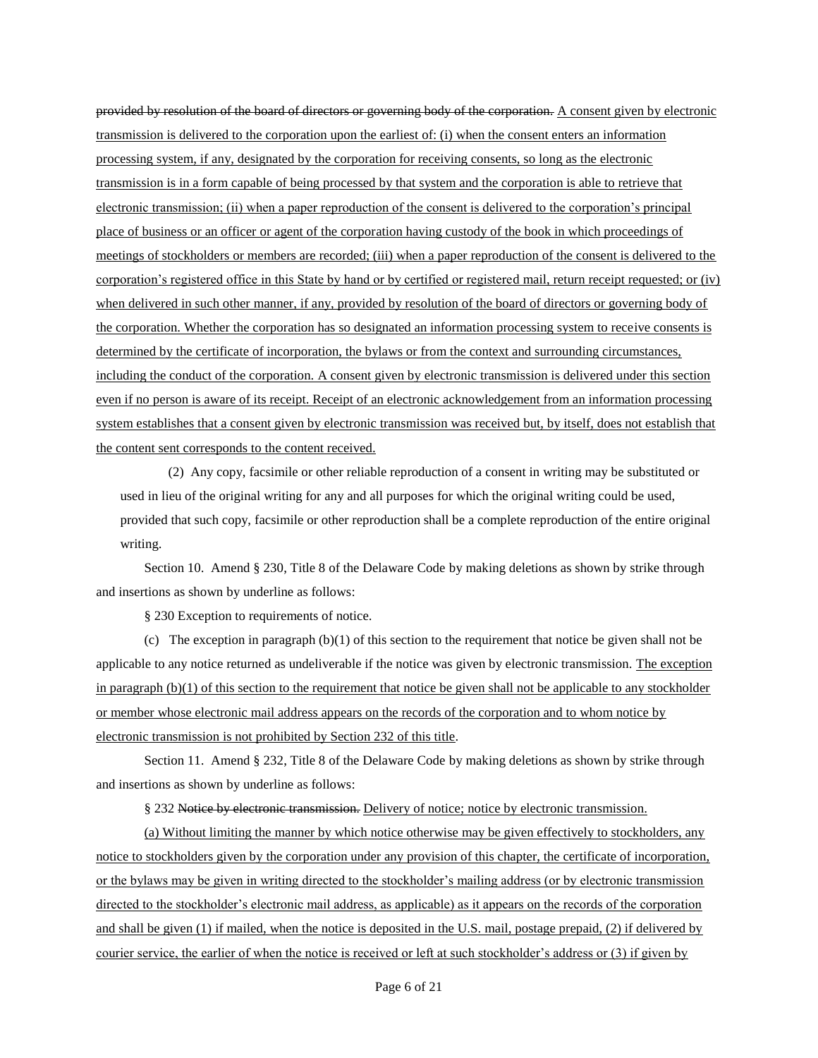~~provided by resolution of the board of directors or governing body of the corporation.~~ <u>A consent given by electronic transmission is delivered to the corporation upon the earliest of: (i) when the consent enters an information processing system, if any, designated by the corporation for receiving consents, so long as the electronic transmission is in a form capable of being processed by that system and the corporation is able to retrieve that electronic transmission; (ii) when a paper reproduction of the consent is delivered to the corporation's principal place of business or an officer or agent of the corporation having custody of the book in which proceedings of meetings of stockholders or members are recorded; (iii) when a paper reproduction of the consent is delivered to the corporation's registered office in this State by hand or by certified or registered mail, return receipt requested; or (iv) when delivered in such other manner, if any, provided by resolution of the board of directors or governing body of the corporation. Whether the corporation has so designated an information processing system to receive consents is determined by the certificate of incorporation, the bylaws or from the context and surrounding circumstances, including the conduct of the corporation. A consent given by electronic transmission is delivered under this section even if no person is aware of its receipt. Receipt of an electronic acknowledgement from an information processing system establishes that a consent given by electronic transmission was received but, by itself, does not establish that the content sent corresponds to the content received.</u>

(2) Any copy, facsimile or other reliable reproduction of a consent in writing may be substituted or used in lieu of the original writing for any and all purposes for which the original writing could be used, provided that such copy, facsimile or other reproduction shall be a complete reproduction of the entire original writing.

Section 10. Amend § 230, Title 8 of the Delaware Code by making deletions as shown by strike through and insertions as shown by underline as follows:

§ 230 Exception to requirements of notice.

(c) The exception in paragraph (b)(1) of this section to the requirement that notice be given shall not be applicable to any notice returned as undeliverable if the notice was given by electronic transmission. <u>The exception in paragraph (b)(1) of this section to the requirement that notice be given shall not be applicable to any stockholder or member whose electronic mail address appears on the records of the corporation and to whom notice by electronic transmission is not prohibited by Section 232 of this title</u>.

Section 11. Amend § 232, Title 8 of the Delaware Code by making deletions as shown by strike through and insertions as shown by underline as follows:

§ 232 ~~Notice by electronic transmission.~~ <u>Delivery of notice; notice by electronic transmission.</u>

<u>(a) Without limiting the manner by which notice otherwise may be given effectively to stockholders, any notice to stockholders given by the corporation under any provision of this chapter, the certificate of incorporation, or the bylaws may be given in writing directed to the stockholder's mailing address (or by electronic transmission directed to the stockholder's electronic mail address, as applicable) as it appears on the records of the corporation and shall be given (1) if mailed, when the notice is deposited in the U.S. mail, postage prepaid, (2) if delivered by courier service, the earlier of when the notice is received or left at such stockholder's address or (3) if given by</u>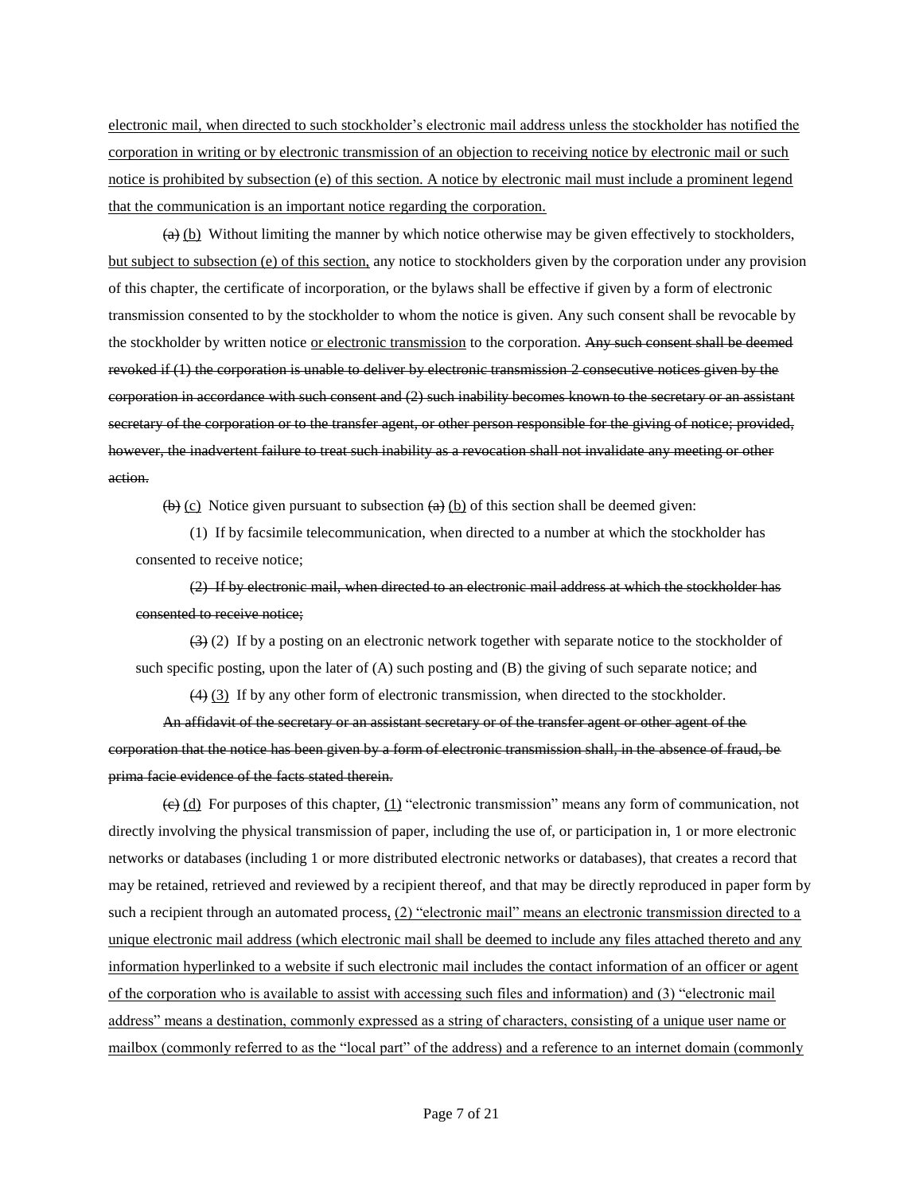electronic mail, when directed to such stockholder's electronic mail address unless the stockholder has notified the corporation in writing or by electronic transmission of an objection to receiving notice by electronic mail or such notice is prohibited by subsection (e) of this section. A notice by electronic mail must include a prominent legend that the communication is an important notice regarding the corporation.

~~(a)~~ (b) Without limiting the manner by which notice otherwise may be given effectively to stockholders, but subject to subsection (e) of this section, any notice to stockholders given by the corporation under any provision of this chapter, the certificate of incorporation, or the bylaws shall be effective if given by a form of electronic transmission consented to by the stockholder to whom the notice is given. Any such consent shall be revocable by the stockholder by written notice or electronic transmission to the corporation. ~~Any such consent shall be deemed revoked if (1) the corporation is unable to deliver by electronic transmission 2 consecutive notices given by the corporation in accordance with such consent and (2) such inability becomes known to the secretary or an assistant secretary of the corporation or to the transfer agent, or other person responsible for the giving of notice; provided, however, the inadvertent failure to treat such inability as a revocation shall not invalidate any meeting or other action.~~

~~(b)~~ (c) Notice given pursuant to subsection ~~(a)~~ (b) of this section shall be deemed given:

(1) If by facsimile telecommunication, when directed to a number at which the stockholder has consented to receive notice;

~~(2) If by electronic mail, when directed to an electronic mail address at which the stockholder has consented to receive notice;~~

~~(3)~~ (2) If by a posting on an electronic network together with separate notice to the stockholder of such specific posting, upon the later of (A) such posting and (B) the giving of such separate notice; and

~~(4)~~ (3) If by any other form of electronic transmission, when directed to the stockholder.

~~An affidavit of the secretary or an assistant secretary or of the transfer agent or other agent of the corporation that the notice has been given by a form of electronic transmission shall, in the absence of fraud, be prima facie evidence of the facts stated therein.~~

~~(c)~~ (d) For purposes of this chapter, (1) "electronic transmission" means any form of communication, not directly involving the physical transmission of paper, including the use of, or participation in, 1 or more electronic networks or databases (including 1 or more distributed electronic networks or databases), that creates a record that may be retained, retrieved and reviewed by a recipient thereof, and that may be directly reproduced in paper form by such a recipient through an automated process, (2) "electronic mail" means an electronic transmission directed to a unique electronic mail address (which electronic mail shall be deemed to include any files attached thereto and any information hyperlinked to a website if such electronic mail includes the contact information of an officer or agent of the corporation who is available to assist with accessing such files and information) and (3) "electronic mail address" means a destination, commonly expressed as a string of characters, consisting of a unique user name or mailbox (commonly referred to as the "local part" of the address) and a reference to an internet domain (commonly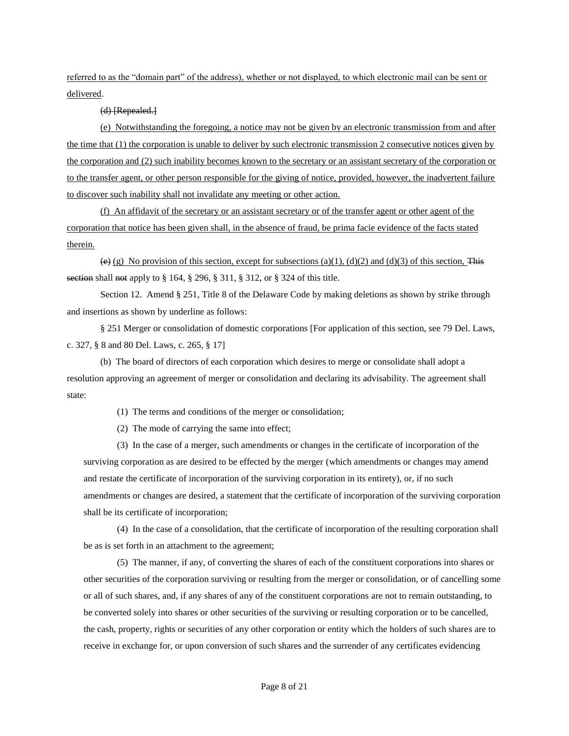referred to as the "domain part" of the address), whether or not displayed, to which electronic mail can be sent or delivered.

~~(d) [Repealed.]~~

(e) Notwithstanding the foregoing, a notice may not be given by an electronic transmission from and after the time that (1) the corporation is unable to deliver by such electronic transmission 2 consecutive notices given by the corporation and (2) such inability becomes known to the secretary or an assistant secretary of the corporation or to the transfer agent, or other person responsible for the giving of notice, provided, however, the inadvertent failure to discover such inability shall not invalidate any meeting or other action.

(f) An affidavit of the secretary or an assistant secretary or of the transfer agent or other agent of the corporation that notice has been given shall, in the absence of fraud, be prima facie evidence of the facts stated therein.

~~(e)~~ (g) No provision of this section, except for subsections (a)(1), (d)(2) and (d)(3) of this section, ~~This section~~ shall ~~not~~ apply to § 164, § 296, § 311, § 312, or § 324 of this title.

Section 12. Amend § 251, Title 8 of the Delaware Code by making deletions as shown by strike through and insertions as shown by underline as follows:

§ 251 Merger or consolidation of domestic corporations [For application of this section, see 79 Del. Laws, c. 327, § 8 and 80 Del. Laws, c. 265, § 17]

(b) The board of directors of each corporation which desires to merge or consolidate shall adopt a resolution approving an agreement of merger or consolidation and declaring its advisability. The agreement shall state:

(1) The terms and conditions of the merger or consolidation;

(2) The mode of carrying the same into effect;

(3) In the case of a merger, such amendments or changes in the certificate of incorporation of the surviving corporation as are desired to be effected by the merger (which amendments or changes may amend and restate the certificate of incorporation of the surviving corporation in its entirety), or, if no such amendments or changes are desired, a statement that the certificate of incorporation of the surviving corporation shall be its certificate of incorporation;

(4) In the case of a consolidation, that the certificate of incorporation of the resulting corporation shall be as is set forth in an attachment to the agreement;

(5) The manner, if any, of converting the shares of each of the constituent corporations into shares or other securities of the corporation surviving or resulting from the merger or consolidation, or of cancelling some or all of such shares, and, if any shares of any of the constituent corporations are not to remain outstanding, to be converted solely into shares or other securities of the surviving or resulting corporation or to be cancelled, the cash, property, rights or securities of any other corporation or entity which the holders of such shares are to receive in exchange for, or upon conversion of such shares and the surrender of any certificates evidencing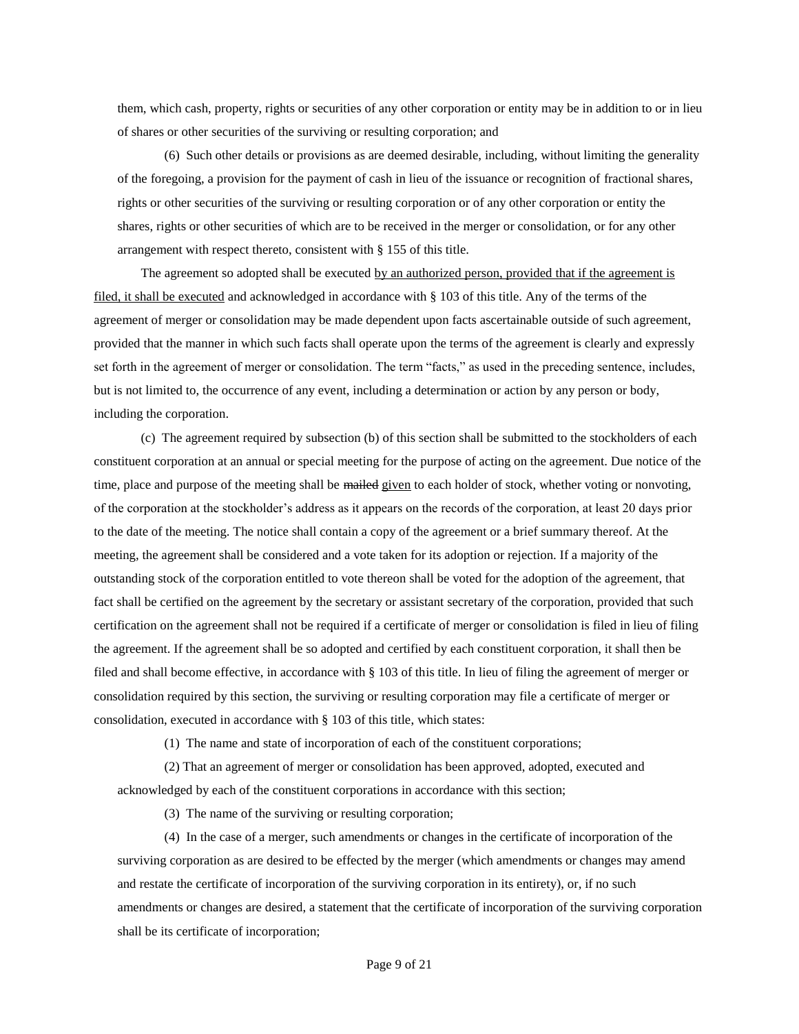them, which cash, property, rights or securities of any other corporation or entity may be in addition to or in lieu of shares or other securities of the surviving or resulting corporation; and

(6) Such other details or provisions as are deemed desirable, including, without limiting the generality of the foregoing, a provision for the payment of cash in lieu of the issuance or recognition of fractional shares, rights or other securities of the surviving or resulting corporation or of any other corporation or entity the shares, rights or other securities of which are to be received in the merger or consolidation, or for any other arrangement with respect thereto, consistent with § 155 of this title.

The agreement so adopted shall be executed <u>by an authorized person, provided that if the agreement is filed, it shall be executed</u> and acknowledged in accordance with § 103 of this title. Any of the terms of the agreement of merger or consolidation may be made dependent upon facts ascertainable outside of such agreement, provided that the manner in which such facts shall operate upon the terms of the agreement is clearly and expressly set forth in the agreement of merger or consolidation. The term "facts," as used in the preceding sentence, includes, but is not limited to, the occurrence of any event, including a determination or action by any person or body, including the corporation.

(c) The agreement required by subsection (b) of this section shall be submitted to the stockholders of each constituent corporation at an annual or special meeting for the purpose of acting on the agreement. Due notice of the time, place and purpose of the meeting shall be ~~mailed~~ <u>given</u> to each holder of stock, whether voting or nonvoting, of the corporation at the stockholder's address as it appears on the records of the corporation, at least 20 days prior to the date of the meeting. The notice shall contain a copy of the agreement or a brief summary thereof. At the meeting, the agreement shall be considered and a vote taken for its adoption or rejection. If a majority of the outstanding stock of the corporation entitled to vote thereon shall be voted for the adoption of the agreement, that fact shall be certified on the agreement by the secretary or assistant secretary of the corporation, provided that such certification on the agreement shall not be required if a certificate of merger or consolidation is filed in lieu of filing the agreement. If the agreement shall be so adopted and certified by each constituent corporation, it shall then be filed and shall become effective, in accordance with § 103 of this title. In lieu of filing the agreement of merger or consolidation required by this section, the surviving or resulting corporation may file a certificate of merger or consolidation, executed in accordance with § 103 of this title, which states:

(1) The name and state of incorporation of each of the constituent corporations;

(2) That an agreement of merger or consolidation has been approved, adopted, executed and acknowledged by each of the constituent corporations in accordance with this section;

(3) The name of the surviving or resulting corporation;

(4) In the case of a merger, such amendments or changes in the certificate of incorporation of the surviving corporation as are desired to be effected by the merger (which amendments or changes may amend and restate the certificate of incorporation of the surviving corporation in its entirety), or, if no such amendments or changes are desired, a statement that the certificate of incorporation of the surviving corporation shall be its certificate of incorporation;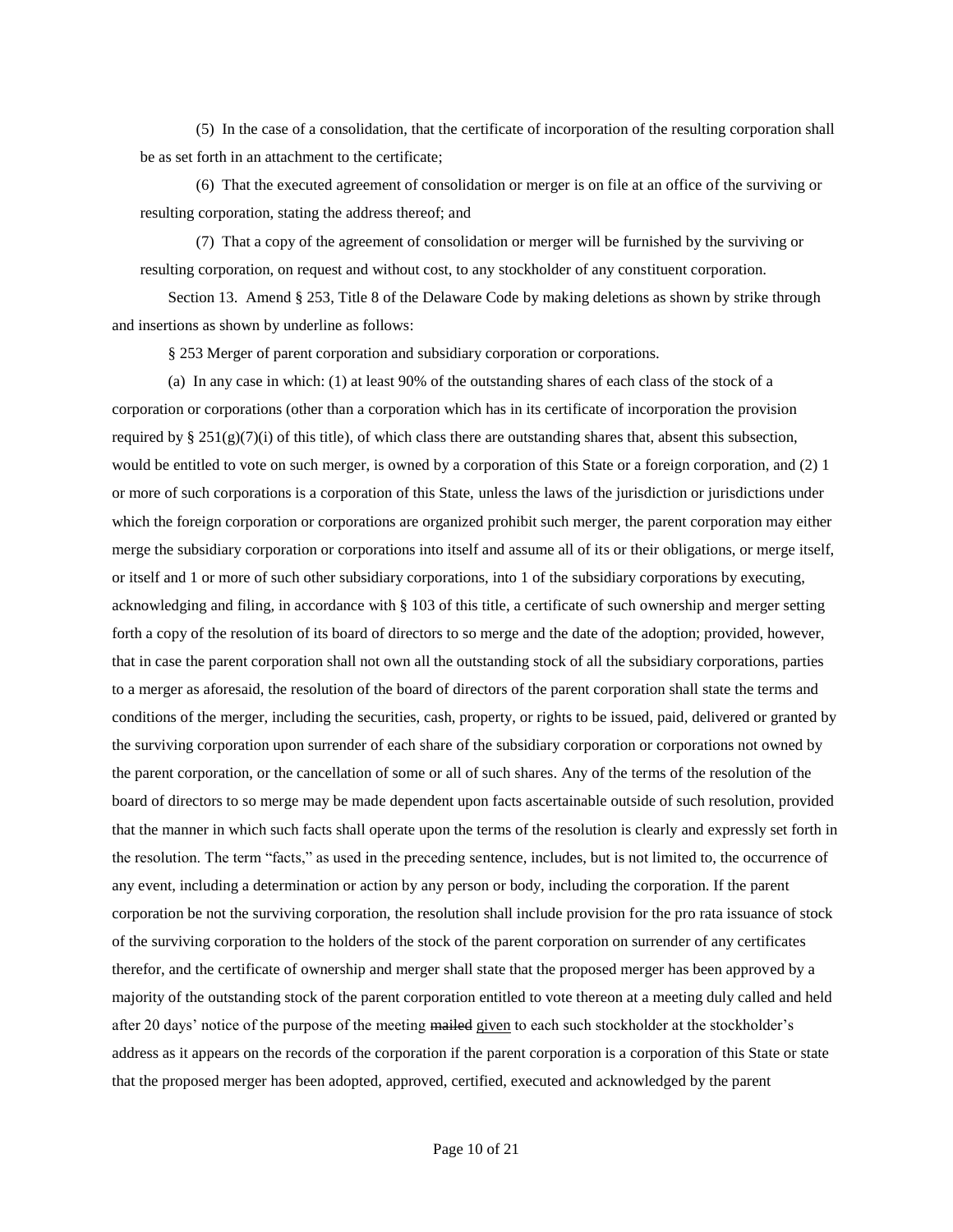(5) In the case of a consolidation, that the certificate of incorporation of the resulting corporation shall be as set forth in an attachment to the certificate;

(6) That the executed agreement of consolidation or merger is on file at an office of the surviving or resulting corporation, stating the address thereof; and

(7) That a copy of the agreement of consolidation or merger will be furnished by the surviving or resulting corporation, on request and without cost, to any stockholder of any constituent corporation.

Section 13. Amend § 253, Title 8 of the Delaware Code by making deletions as shown by strike through and insertions as shown by underline as follows:

§ 253 Merger of parent corporation and subsidiary corporation or corporations.

(a) In any case in which: (1) at least 90% of the outstanding shares of each class of the stock of a corporation or corporations (other than a corporation which has in its certificate of incorporation the provision required by § 251(g)(7)(i) of this title), of which class there are outstanding shares that, absent this subsection, would be entitled to vote on such merger, is owned by a corporation of this State or a foreign corporation, and (2) 1 or more of such corporations is a corporation of this State, unless the laws of the jurisdiction or jurisdictions under which the foreign corporation or corporations are organized prohibit such merger, the parent corporation may either merge the subsidiary corporation or corporations into itself and assume all of its or their obligations, or merge itself, or itself and 1 or more of such other subsidiary corporations, into 1 of the subsidiary corporations by executing, acknowledging and filing, in accordance with § 103 of this title, a certificate of such ownership and merger setting forth a copy of the resolution of its board of directors to so merge and the date of the adoption; provided, however, that in case the parent corporation shall not own all the outstanding stock of all the subsidiary corporations, parties to a merger as aforesaid, the resolution of the board of directors of the parent corporation shall state the terms and conditions of the merger, including the securities, cash, property, or rights to be issued, paid, delivered or granted by the surviving corporation upon surrender of each share of the subsidiary corporation or corporations not owned by the parent corporation, or the cancellation of some or all of such shares. Any of the terms of the resolution of the board of directors to so merge may be made dependent upon facts ascertainable outside of such resolution, provided that the manner in which such facts shall operate upon the terms of the resolution is clearly and expressly set forth in the resolution. The term "facts," as used in the preceding sentence, includes, but is not limited to, the occurrence of any event, including a determination or action by any person or body, including the corporation. If the parent corporation be not the surviving corporation, the resolution shall include provision for the pro rata issuance of stock of the surviving corporation to the holders of the stock of the parent corporation on surrender of any certificates therefor, and the certificate of ownership and merger shall state that the proposed merger has been approved by a majority of the outstanding stock of the parent corporation entitled to vote thereon at a meeting duly called and held after 20 days' notice of the purpose of the meeting ~~mailed~~ <u>given</u> to each such stockholder at the stockholder's address as it appears on the records of the corporation if the parent corporation is a corporation of this State or state that the proposed merger has been adopted, approved, certified, executed and acknowledged by the parent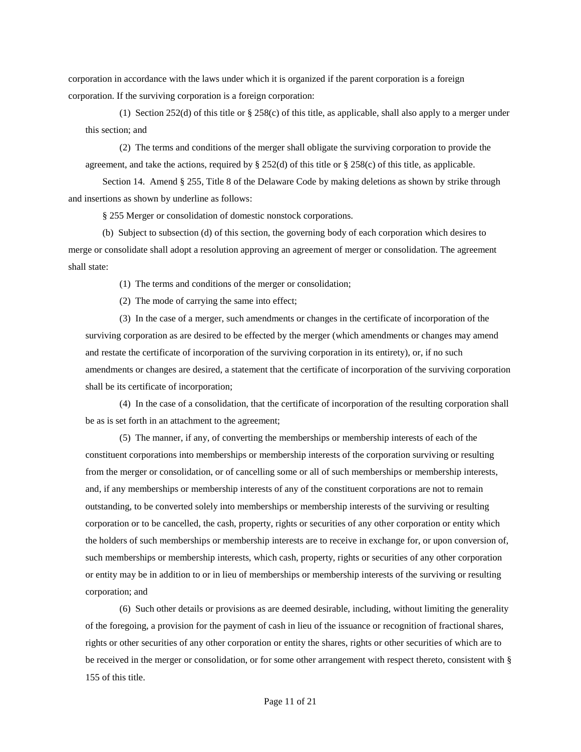corporation in accordance with the laws under which it is organized if the parent corporation is a foreign corporation. If the surviving corporation is a foreign corporation:

(1) Section 252(d) of this title or § 258(c) of this title, as applicable, shall also apply to a merger under this section; and

(2) The terms and conditions of the merger shall obligate the surviving corporation to provide the agreement, and take the actions, required by § 252(d) of this title or § 258(c) of this title, as applicable.

Section 14. Amend § 255, Title 8 of the Delaware Code by making deletions as shown by strike through and insertions as shown by underline as follows:

§ 255 Merger or consolidation of domestic nonstock corporations.

(b) Subject to subsection (d) of this section, the governing body of each corporation which desires to merge or consolidate shall adopt a resolution approving an agreement of merger or consolidation. The agreement shall state:

(1) The terms and conditions of the merger or consolidation;

(2) The mode of carrying the same into effect;

(3) In the case of a merger, such amendments or changes in the certificate of incorporation of the surviving corporation as are desired to be effected by the merger (which amendments or changes may amend and restate the certificate of incorporation of the surviving corporation in its entirety), or, if no such amendments or changes are desired, a statement that the certificate of incorporation of the surviving corporation shall be its certificate of incorporation;

(4) In the case of a consolidation, that the certificate of incorporation of the resulting corporation shall be as is set forth in an attachment to the agreement;

(5) The manner, if any, of converting the memberships or membership interests of each of the constituent corporations into memberships or membership interests of the corporation surviving or resulting from the merger or consolidation, or of cancelling some or all of such memberships or membership interests, and, if any memberships or membership interests of any of the constituent corporations are not to remain outstanding, to be converted solely into memberships or membership interests of the surviving or resulting corporation or to be cancelled, the cash, property, rights or securities of any other corporation or entity which the holders of such memberships or membership interests are to receive in exchange for, or upon conversion of, such memberships or membership interests, which cash, property, rights or securities of any other corporation or entity may be in addition to or in lieu of memberships or membership interests of the surviving or resulting corporation; and

(6) Such other details or provisions as are deemed desirable, including, without limiting the generality of the foregoing, a provision for the payment of cash in lieu of the issuance or recognition of fractional shares, rights or other securities of any other corporation or entity the shares, rights or other securities of which are to be received in the merger or consolidation, or for some other arrangement with respect thereto, consistent with § 155 of this title.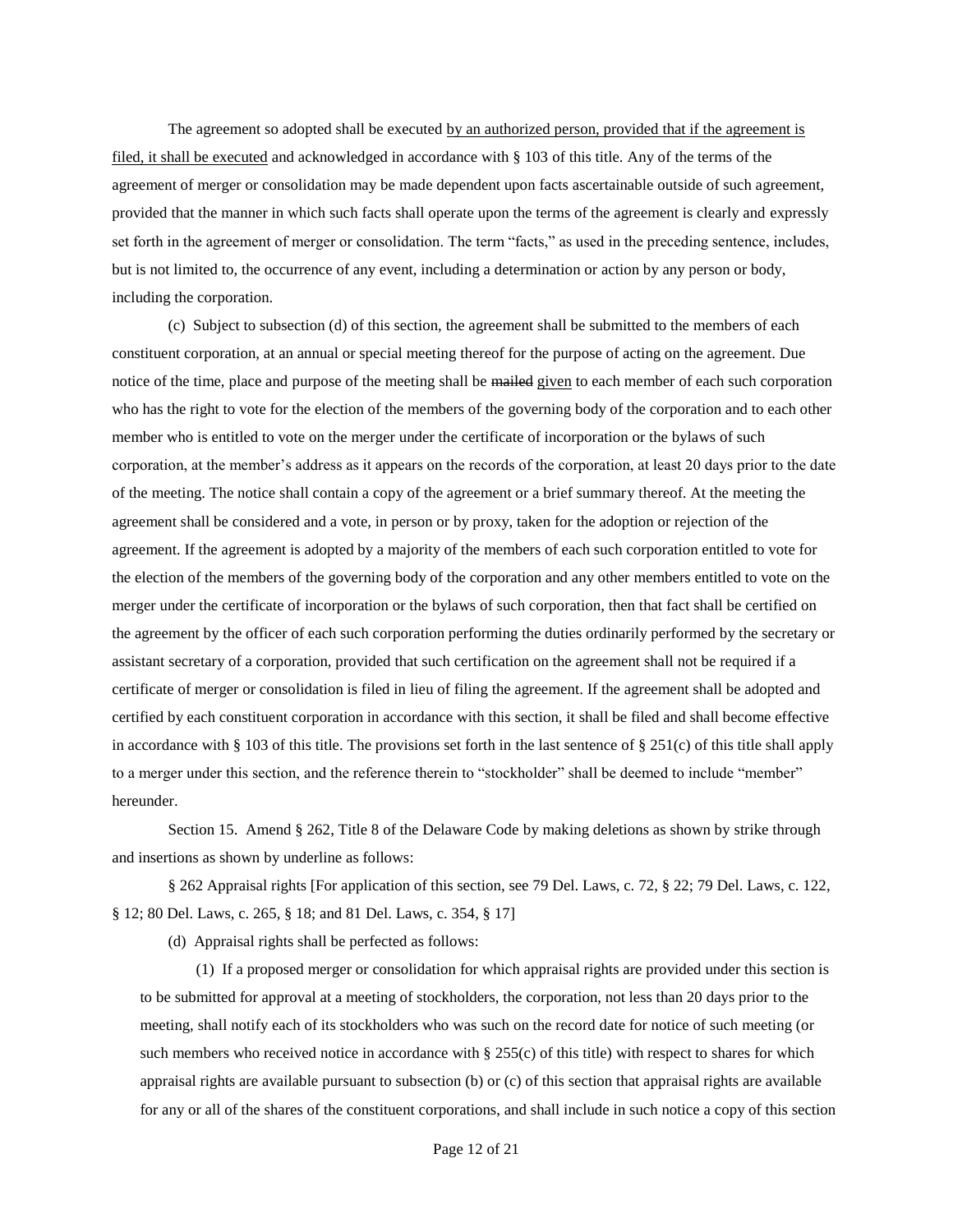The agreement so adopted shall be executed <u>by an authorized person, provided that if the agreement is filed, it shall be executed</u> and acknowledged in accordance with § 103 of this title. Any of the terms of the agreement of merger or consolidation may be made dependent upon facts ascertainable outside of such agreement, provided that the manner in which such facts shall operate upon the terms of the agreement is clearly and expressly set forth in the agreement of merger or consolidation. The term "facts," as used in the preceding sentence, includes, but is not limited to, the occurrence of any event, including a determination or action by any person or body, including the corporation.

(c) Subject to subsection (d) of this section, the agreement shall be submitted to the members of each constituent corporation, at an annual or special meeting thereof for the purpose of acting on the agreement. Due notice of the time, place and purpose of the meeting shall be ~~mailed~~ <u>given</u> to each member of each such corporation who has the right to vote for the election of the members of the governing body of the corporation and to each other member who is entitled to vote on the merger under the certificate of incorporation or the bylaws of such corporation, at the member's address as it appears on the records of the corporation, at least 20 days prior to the date of the meeting. The notice shall contain a copy of the agreement or a brief summary thereof. At the meeting the agreement shall be considered and a vote, in person or by proxy, taken for the adoption or rejection of the agreement. If the agreement is adopted by a majority of the members of each such corporation entitled to vote for the election of the members of the governing body of the corporation and any other members entitled to vote on the merger under the certificate of incorporation or the bylaws of such corporation, then that fact shall be certified on the agreement by the officer of each such corporation performing the duties ordinarily performed by the secretary or assistant secretary of a corporation, provided that such certification on the agreement shall not be required if a certificate of merger or consolidation is filed in lieu of filing the agreement. If the agreement shall be adopted and certified by each constituent corporation in accordance with this section, it shall be filed and shall become effective in accordance with § 103 of this title. The provisions set forth in the last sentence of § 251(c) of this title shall apply to a merger under this section, and the reference therein to "stockholder" shall be deemed to include "member" hereunder.

Section 15. Amend § 262, Title 8 of the Delaware Code by making deletions as shown by strike through and insertions as shown by underline as follows:

§ 262 Appraisal rights [For application of this section, see 79 Del. Laws, c. 72, § 22; 79 Del. Laws, c. 122, § 12; 80 Del. Laws, c. 265, § 18; and 81 Del. Laws, c. 354, § 17]

(d) Appraisal rights shall be perfected as follows:

(1) If a proposed merger or consolidation for which appraisal rights are provided under this section is to be submitted for approval at a meeting of stockholders, the corporation, not less than 20 days prior to the meeting, shall notify each of its stockholders who was such on the record date for notice of such meeting (or such members who received notice in accordance with § 255(c) of this title) with respect to shares for which appraisal rights are available pursuant to subsection (b) or (c) of this section that appraisal rights are available for any or all of the shares of the constituent corporations, and shall include in such notice a copy of this section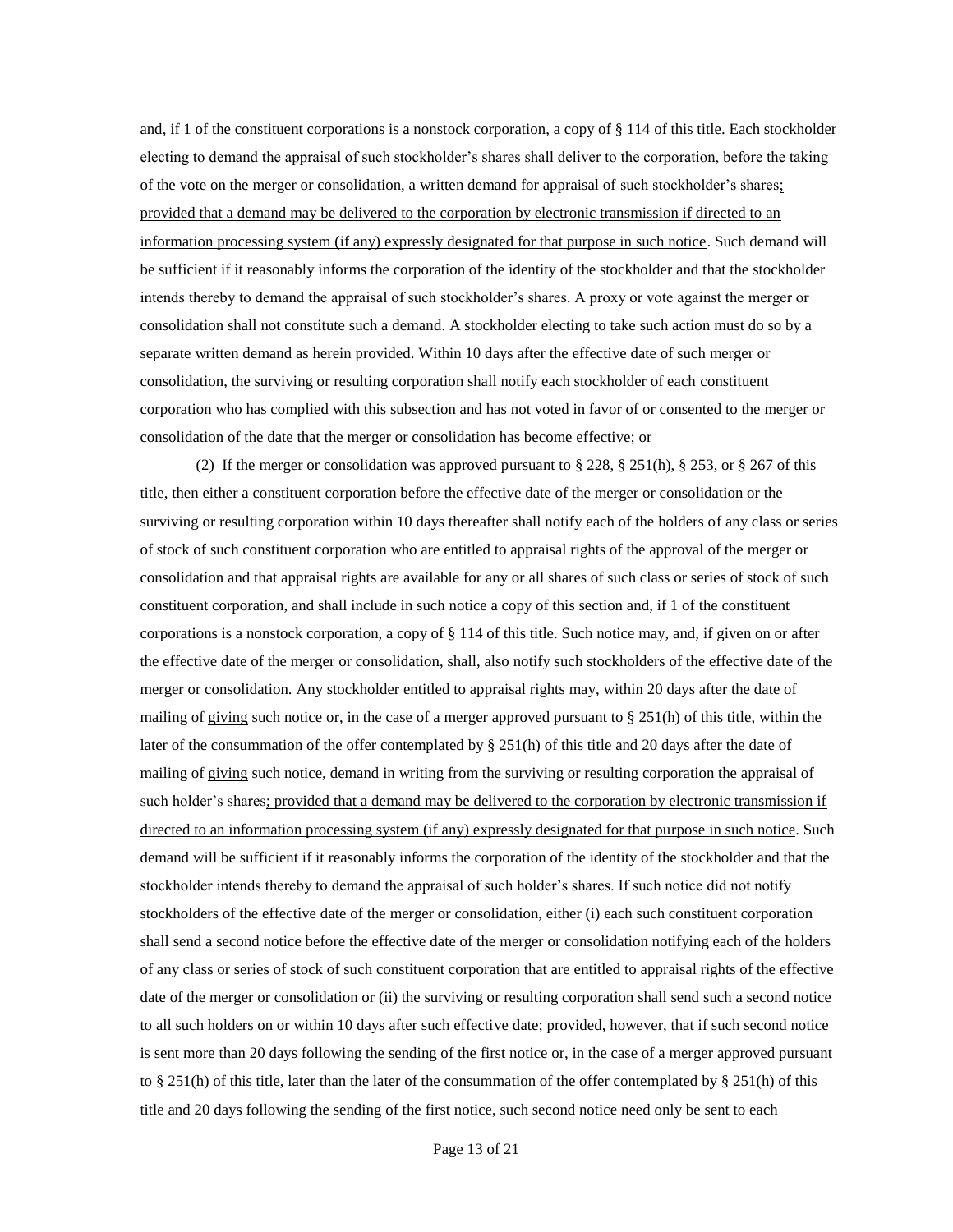and, if 1 of the constituent corporations is a nonstock corporation, a copy of § 114 of this title. Each stockholder electing to demand the appraisal of such stockholder's shares shall deliver to the corporation, before the taking of the vote on the merger or consolidation, a written demand for appraisal of such stockholder's shares<u>; provided that a demand may be delivered to the corporation by electronic transmission if directed to an information processing system (if any) expressly designated for that purpose in such notice</u>. Such demand will be sufficient if it reasonably informs the corporation of the identity of the stockholder and that the stockholder intends thereby to demand the appraisal of such stockholder's shares. A proxy or vote against the merger or consolidation shall not constitute such a demand. A stockholder electing to take such action must do so by a separate written demand as herein provided. Within 10 days after the effective date of such merger or consolidation, the surviving or resulting corporation shall notify each stockholder of each constituent corporation who has complied with this subsection and has not voted in favor of or consented to the merger or consolidation of the date that the merger or consolidation has become effective; or

(2) If the merger or consolidation was approved pursuant to § 228, § 251(h), § 253, or § 267 of this title, then either a constituent corporation before the effective date of the merger or consolidation or the surviving or resulting corporation within 10 days thereafter shall notify each of the holders of any class or series of stock of such constituent corporation who are entitled to appraisal rights of the approval of the merger or consolidation and that appraisal rights are available for any or all shares of such class or series of stock of such constituent corporation, and shall include in such notice a copy of this section and, if 1 of the constituent corporations is a nonstock corporation, a copy of § 114 of this title. Such notice may, and, if given on or after the effective date of the merger or consolidation, shall, also notify such stockholders of the effective date of the merger or consolidation. Any stockholder entitled to appraisal rights may, within 20 days after the date of ~~mailing of~~ <u>giving</u> such notice or, in the case of a merger approved pursuant to § 251(h) of this title, within the later of the consummation of the offer contemplated by § 251(h) of this title and 20 days after the date of ~~mailing of~~ <u>giving</u> such notice, demand in writing from the surviving or resulting corporation the appraisal of such holder's shares<u>; provided that a demand may be delivered to the corporation by electronic transmission if directed to an information processing system (if any) expressly designated for that purpose in such notice</u>. Such demand will be sufficient if it reasonably informs the corporation of the identity of the stockholder and that the stockholder intends thereby to demand the appraisal of such holder's shares. If such notice did not notify stockholders of the effective date of the merger or consolidation, either (i) each such constituent corporation shall send a second notice before the effective date of the merger or consolidation notifying each of the holders of any class or series of stock of such constituent corporation that are entitled to appraisal rights of the effective date of the merger or consolidation or (ii) the surviving or resulting corporation shall send such a second notice to all such holders on or within 10 days after such effective date; provided, however, that if such second notice is sent more than 20 days following the sending of the first notice or, in the case of a merger approved pursuant to § 251(h) of this title, later than the later of the consummation of the offer contemplated by § 251(h) of this title and 20 days following the sending of the first notice, such second notice need only be sent to each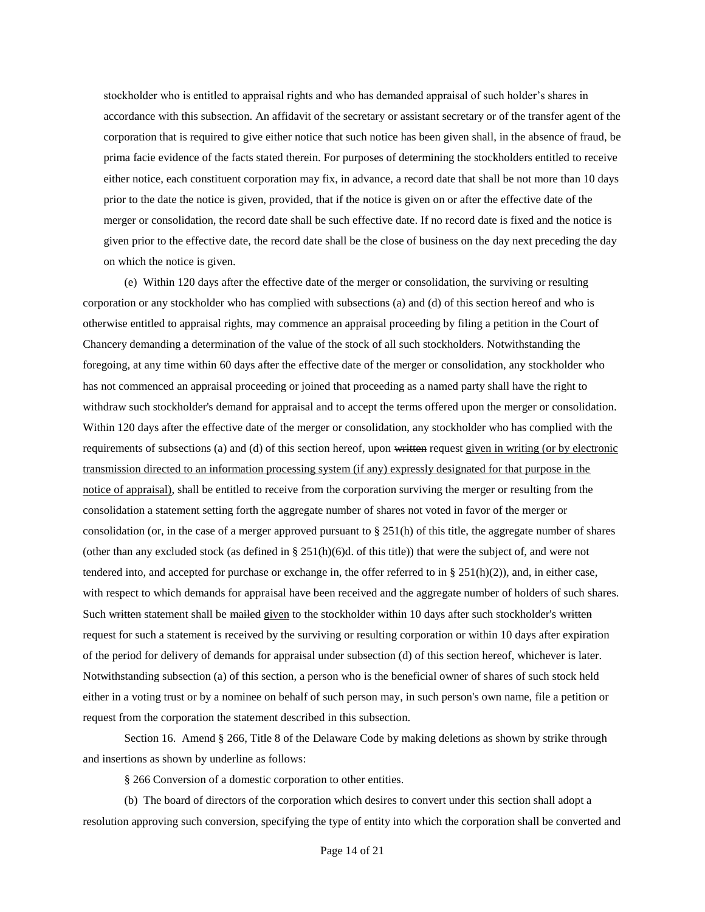stockholder who is entitled to appraisal rights and who has demanded appraisal of such holder's shares in accordance with this subsection. An affidavit of the secretary or assistant secretary or of the transfer agent of the corporation that is required to give either notice that such notice has been given shall, in the absence of fraud, be prima facie evidence of the facts stated therein. For purposes of determining the stockholders entitled to receive either notice, each constituent corporation may fix, in advance, a record date that shall be not more than 10 days prior to the date the notice is given, provided, that if the notice is given on or after the effective date of the merger or consolidation, the record date shall be such effective date. If no record date is fixed and the notice is given prior to the effective date, the record date shall be the close of business on the day next preceding the day on which the notice is given.

(e) Within 120 days after the effective date of the merger or consolidation, the surviving or resulting corporation or any stockholder who has complied with subsections (a) and (d) of this section hereof and who is otherwise entitled to appraisal rights, may commence an appraisal proceeding by filing a petition in the Court of Chancery demanding a determination of the value of the stock of all such stockholders. Notwithstanding the foregoing, at any time within 60 days after the effective date of the merger or consolidation, any stockholder who has not commenced an appraisal proceeding or joined that proceeding as a named party shall have the right to withdraw such stockholder's demand for appraisal and to accept the terms offered upon the merger or consolidation. Within 120 days after the effective date of the merger or consolidation, any stockholder who has complied with the requirements of subsections (a) and (d) of this section hereof, upon ~~written~~ request <u>given in writing (or by electronic transmission directed to an information processing system (if any) expressly designated for that purpose in the notice of appraisal)</u>, shall be entitled to receive from the corporation surviving the merger or resulting from the consolidation a statement setting forth the aggregate number of shares not voted in favor of the merger or consolidation (or, in the case of a merger approved pursuant to § 251(h) of this title, the aggregate number of shares (other than any excluded stock (as defined in § 251(h)(6)d. of this title)) that were the subject of, and were not tendered into, and accepted for purchase or exchange in, the offer referred to in § 251(h)(2)), and, in either case, with respect to which demands for appraisal have been received and the aggregate number of holders of such shares. Such ~~written~~ statement shall be ~~mailed~~ <u>given</u> to the stockholder within 10 days after such stockholder's ~~written~~ request for such a statement is received by the surviving or resulting corporation or within 10 days after expiration of the period for delivery of demands for appraisal under subsection (d) of this section hereof, whichever is later. Notwithstanding subsection (a) of this section, a person who is the beneficial owner of shares of such stock held either in a voting trust or by a nominee on behalf of such person may, in such person's own name, file a petition or request from the corporation the statement described in this subsection.

Section 16. Amend § 266, Title 8 of the Delaware Code by making deletions as shown by strike through and insertions as shown by underline as follows:

§ 266 Conversion of a domestic corporation to other entities.

(b) The board of directors of the corporation which desires to convert under this section shall adopt a resolution approving such conversion, specifying the type of entity into which the corporation shall be converted and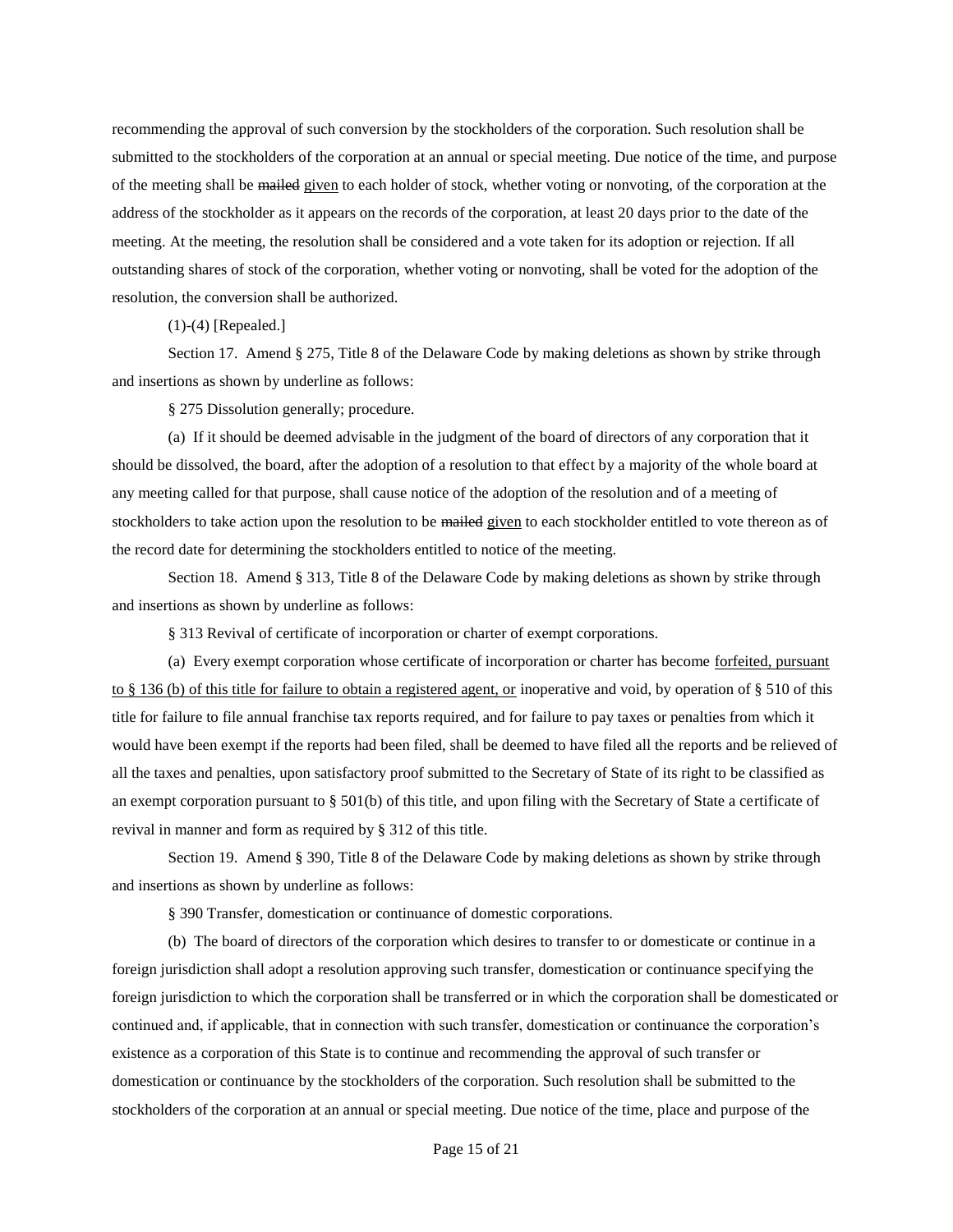recommending the approval of such conversion by the stockholders of the corporation. Such resolution shall be submitted to the stockholders of the corporation at an annual or special meeting. Due notice of the time, and purpose of the meeting shall be ~~mailed~~ <u>given</u> to each holder of stock, whether voting or nonvoting, of the corporation at the address of the stockholder as it appears on the records of the corporation, at least 20 days prior to the date of the meeting. At the meeting, the resolution shall be considered and a vote taken for its adoption or rejection. If all outstanding shares of stock of the corporation, whether voting or nonvoting, shall be voted for the adoption of the resolution, the conversion shall be authorized.

(1)-(4) [Repealed.]

Section 17. Amend § 275, Title 8 of the Delaware Code by making deletions as shown by strike through and insertions as shown by underline as follows:

§ 275 Dissolution generally; procedure.

(a) If it should be deemed advisable in the judgment of the board of directors of any corporation that it should be dissolved, the board, after the adoption of a resolution to that effect by a majority of the whole board at any meeting called for that purpose, shall cause notice of the adoption of the resolution and of a meeting of stockholders to take action upon the resolution to be ~~mailed~~ <u>given</u> to each stockholder entitled to vote thereon as of the record date for determining the stockholders entitled to notice of the meeting.

Section 18. Amend § 313, Title 8 of the Delaware Code by making deletions as shown by strike through and insertions as shown by underline as follows:

§ 313 Revival of certificate of incorporation or charter of exempt corporations.

(a) Every exempt corporation whose certificate of incorporation or charter has become <u>forfeited, pursuant to § 136 (b) of this title for failure to obtain a registered agent, or</u> inoperative and void, by operation of § 510 of this title for failure to file annual franchise tax reports required, and for failure to pay taxes or penalties from which it would have been exempt if the reports had been filed, shall be deemed to have filed all the reports and be relieved of all the taxes and penalties, upon satisfactory proof submitted to the Secretary of State of its right to be classified as an exempt corporation pursuant to § 501(b) of this title, and upon filing with the Secretary of State a certificate of revival in manner and form as required by § 312 of this title.

Section 19. Amend § 390, Title 8 of the Delaware Code by making deletions as shown by strike through and insertions as shown by underline as follows:

§ 390 Transfer, domestication or continuance of domestic corporations.

(b) The board of directors of the corporation which desires to transfer to or domesticate or continue in a foreign jurisdiction shall adopt a resolution approving such transfer, domestication or continuance specifying the foreign jurisdiction to which the corporation shall be transferred or in which the corporation shall be domesticated or continued and, if applicable, that in connection with such transfer, domestication or continuance the corporation's existence as a corporation of this State is to continue and recommending the approval of such transfer or domestication or continuance by the stockholders of the corporation. Such resolution shall be submitted to the stockholders of the corporation at an annual or special meeting. Due notice of the time, place and purpose of the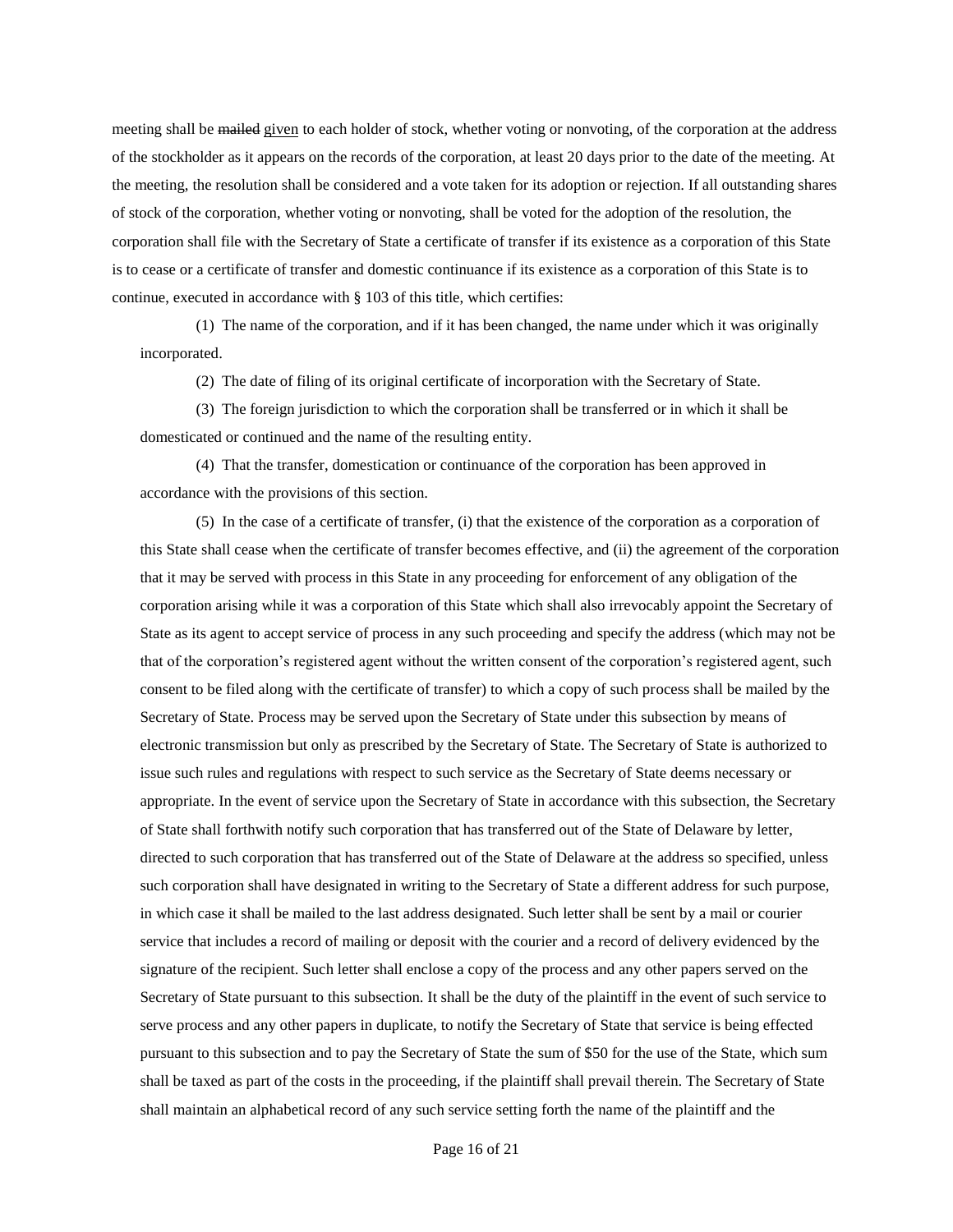meeting shall be ~~mailed~~ given to each holder of stock, whether voting or nonvoting, of the corporation at the address of the stockholder as it appears on the records of the corporation, at least 20 days prior to the date of the meeting. At the meeting, the resolution shall be considered and a vote taken for its adoption or rejection. If all outstanding shares of stock of the corporation, whether voting or nonvoting, shall be voted for the adoption of the resolution, the corporation shall file with the Secretary of State a certificate of transfer if its existence as a corporation of this State is to cease or a certificate of transfer and domestic continuance if its existence as a corporation of this State is to continue, executed in accordance with § 103 of this title, which certifies:

(1) The name of the corporation, and if it has been changed, the name under which it was originally incorporated.

(2) The date of filing of its original certificate of incorporation with the Secretary of State.

(3) The foreign jurisdiction to which the corporation shall be transferred or in which it shall be domesticated or continued and the name of the resulting entity.

(4) That the transfer, domestication or continuance of the corporation has been approved in accordance with the provisions of this section.

(5) In the case of a certificate of transfer, (i) that the existence of the corporation as a corporation of this State shall cease when the certificate of transfer becomes effective, and (ii) the agreement of the corporation that it may be served with process in this State in any proceeding for enforcement of any obligation of the corporation arising while it was a corporation of this State which shall also irrevocably appoint the Secretary of State as its agent to accept service of process in any such proceeding and specify the address (which may not be that of the corporation's registered agent without the written consent of the corporation's registered agent, such consent to be filed along with the certificate of transfer) to which a copy of such process shall be mailed by the Secretary of State. Process may be served upon the Secretary of State under this subsection by means of electronic transmission but only as prescribed by the Secretary of State. The Secretary of State is authorized to issue such rules and regulations with respect to such service as the Secretary of State deems necessary or appropriate. In the event of service upon the Secretary of State in accordance with this subsection, the Secretary of State shall forthwith notify such corporation that has transferred out of the State of Delaware by letter, directed to such corporation that has transferred out of the State of Delaware at the address so specified, unless such corporation shall have designated in writing to the Secretary of State a different address for such purpose, in which case it shall be mailed to the last address designated. Such letter shall be sent by a mail or courier service that includes a record of mailing or deposit with the courier and a record of delivery evidenced by the signature of the recipient. Such letter shall enclose a copy of the process and any other papers served on the Secretary of State pursuant to this subsection. It shall be the duty of the plaintiff in the event of such service to serve process and any other papers in duplicate, to notify the Secretary of State that service is being effected pursuant to this subsection and to pay the Secretary of State the sum of $50 for the use of the State, which sum shall be taxed as part of the costs in the proceeding, if the plaintiff shall prevail therein. The Secretary of State shall maintain an alphabetical record of any such service setting forth the name of the plaintiff and the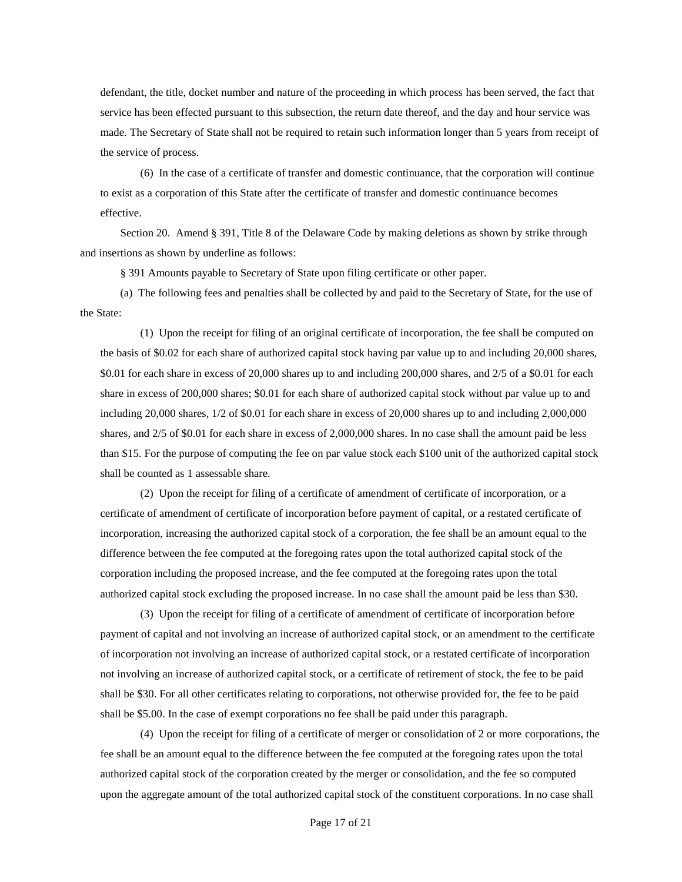defendant, the title, docket number and nature of the proceeding in which process has been served, the fact that service has been effected pursuant to this subsection, the return date thereof, and the day and hour service was made. The Secretary of State shall not be required to retain such information longer than 5 years from receipt of the service of process.

(6) In the case of a certificate of transfer and domestic continuance, that the corporation will continue to exist as a corporation of this State after the certificate of transfer and domestic continuance becomes effective.

Section 20. Amend § 391, Title 8 of the Delaware Code by making deletions as shown by strike through and insertions as shown by underline as follows:

§ 391 Amounts payable to Secretary of State upon filing certificate or other paper.

(a) The following fees and penalties shall be collected by and paid to the Secretary of State, for the use of the State:

(1) Upon the receipt for filing of an original certificate of incorporation, the fee shall be computed on the basis of $0.02 for each share of authorized capital stock having par value up to and including 20,000 shares, $0.01 for each share in excess of 20,000 shares up to and including 200,000 shares, and 2/5 of a $0.01 for each share in excess of 200,000 shares; $0.01 for each share of authorized capital stock without par value up to and including 20,000 shares, 1/2 of $0.01 for each share in excess of 20,000 shares up to and including 2,000,000 shares, and 2/5 of $0.01 for each share in excess of 2,000,000 shares. In no case shall the amount paid be less than $15. For the purpose of computing the fee on par value stock each $100 unit of the authorized capital stock shall be counted as 1 assessable share.

(2) Upon the receipt for filing of a certificate of amendment of certificate of incorporation, or a certificate of amendment of certificate of incorporation before payment of capital, or a restated certificate of incorporation, increasing the authorized capital stock of a corporation, the fee shall be an amount equal to the difference between the fee computed at the foregoing rates upon the total authorized capital stock of the corporation including the proposed increase, and the fee computed at the foregoing rates upon the total authorized capital stock excluding the proposed increase. In no case shall the amount paid be less than $30.

(3) Upon the receipt for filing of a certificate of amendment of certificate of incorporation before payment of capital and not involving an increase of authorized capital stock, or an amendment to the certificate of incorporation not involving an increase of authorized capital stock, or a restated certificate of incorporation not involving an increase of authorized capital stock, or a certificate of retirement of stock, the fee to be paid shall be $30. For all other certificates relating to corporations, not otherwise provided for, the fee to be paid shall be $5.00. In the case of exempt corporations no fee shall be paid under this paragraph.

(4) Upon the receipt for filing of a certificate of merger or consolidation of 2 or more corporations, the fee shall be an amount equal to the difference between the fee computed at the foregoing rates upon the total authorized capital stock of the corporation created by the merger or consolidation, and the fee so computed upon the aggregate amount of the total authorized capital stock of the constituent corporations. In no case shall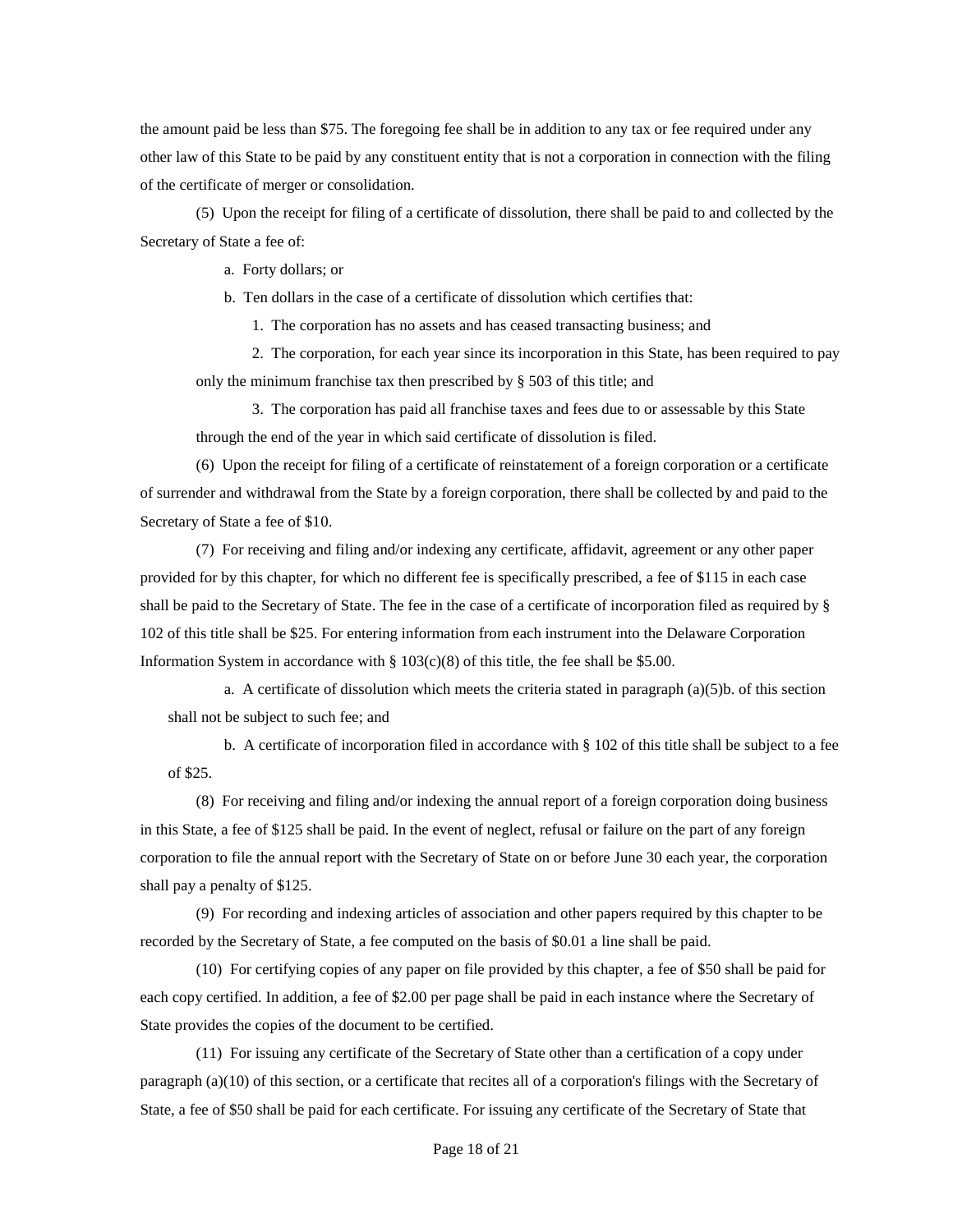the amount paid be less than $75. The foregoing fee shall be in addition to any tax or fee required under any other law of this State to be paid by any constituent entity that is not a corporation in connection with the filing of the certificate of merger or consolidation.

(5) Upon the receipt for filing of a certificate of dissolution, there shall be paid to and collected by the Secretary of State a fee of:

a. Forty dollars; or

b. Ten dollars in the case of a certificate of dissolution which certifies that:

1. The corporation has no assets and has ceased transacting business; and

2. The corporation, for each year since its incorporation in this State, has been required to pay only the minimum franchise tax then prescribed by § 503 of this title; and

3. The corporation has paid all franchise taxes and fees due to or assessable by this State through the end of the year in which said certificate of dissolution is filed.

(6) Upon the receipt for filing of a certificate of reinstatement of a foreign corporation or a certificate of surrender and withdrawal from the State by a foreign corporation, there shall be collected by and paid to the Secretary of State a fee of $10.

(7) For receiving and filing and/or indexing any certificate, affidavit, agreement or any other paper provided for by this chapter, for which no different fee is specifically prescribed, a fee of $115 in each case shall be paid to the Secretary of State. The fee in the case of a certificate of incorporation filed as required by § 102 of this title shall be $25. For entering information from each instrument into the Delaware Corporation Information System in accordance with § 103(c)(8) of this title, the fee shall be $5.00.

a. A certificate of dissolution which meets the criteria stated in paragraph (a)(5)b. of this section shall not be subject to such fee; and

b. A certificate of incorporation filed in accordance with § 102 of this title shall be subject to a fee of $25.

(8) For receiving and filing and/or indexing the annual report of a foreign corporation doing business in this State, a fee of $125 shall be paid. In the event of neglect, refusal or failure on the part of any foreign corporation to file the annual report with the Secretary of State on or before June 30 each year, the corporation shall pay a penalty of $125.

(9) For recording and indexing articles of association and other papers required by this chapter to be recorded by the Secretary of State, a fee computed on the basis of $0.01 a line shall be paid.

(10) For certifying copies of any paper on file provided by this chapter, a fee of $50 shall be paid for each copy certified. In addition, a fee of $2.00 per page shall be paid in each instance where the Secretary of State provides the copies of the document to be certified.

(11) For issuing any certificate of the Secretary of State other than a certification of a copy under paragraph (a)(10) of this section, or a certificate that recites all of a corporation's filings with the Secretary of State, a fee of $50 shall be paid for each certificate. For issuing any certificate of the Secretary of State that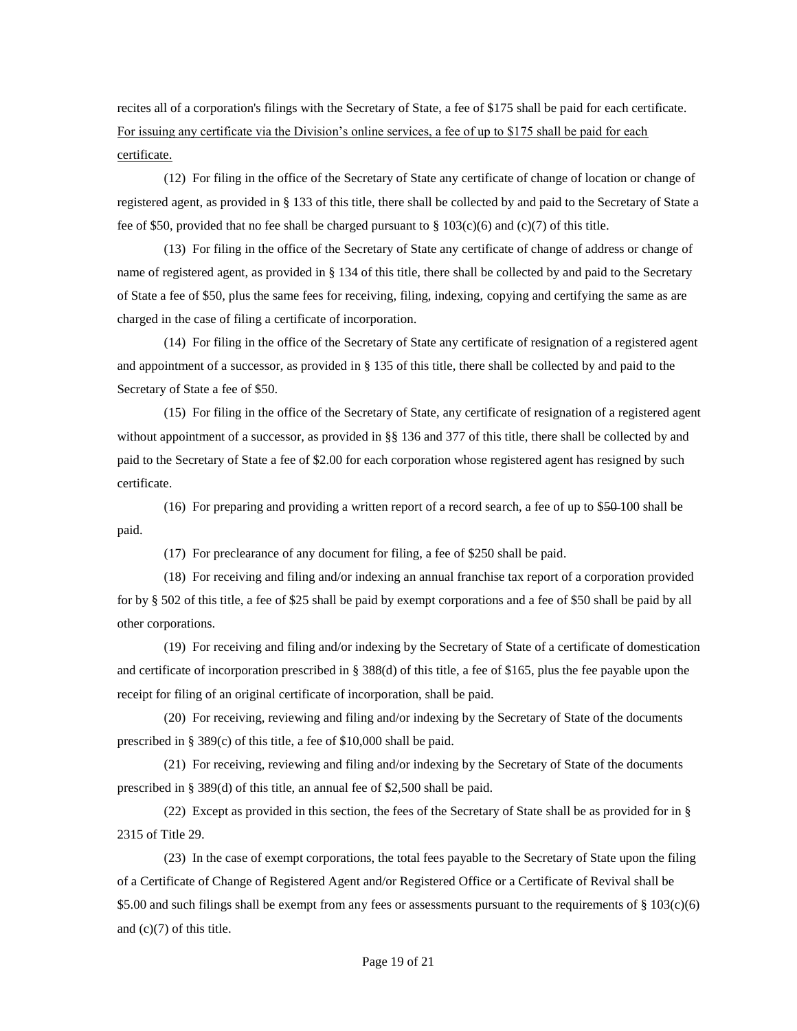recites all of a corporation's filings with the Secretary of State, a fee of $175 shall be paid for each certificate. <u>For issuing any certificate via the Division's online services, a fee of up to $175 shall be paid for each certificate.</u>

(12) For filing in the office of the Secretary of State any certificate of change of location or change of registered agent, as provided in § 133 of this title, there shall be collected by and paid to the Secretary of State a fee of $50, provided that no fee shall be charged pursuant to § 103(c)(6) and (c)(7) of this title.

(13) For filing in the office of the Secretary of State any certificate of change of address or change of name of registered agent, as provided in § 134 of this title, there shall be collected by and paid to the Secretary of State a fee of $50, plus the same fees for receiving, filing, indexing, copying and certifying the same as are charged in the case of filing a certificate of incorporation.

(14) For filing in the office of the Secretary of State any certificate of resignation of a registered agent and appointment of a successor, as provided in § 135 of this title, there shall be collected by and paid to the Secretary of State a fee of $50.

(15) For filing in the office of the Secretary of State, any certificate of resignation of a registered agent without appointment of a successor, as provided in §§ 136 and 377 of this title, there shall be collected by and paid to the Secretary of State a fee of $2.00 for each corporation whose registered agent has resigned by such certificate.

(16) For preparing and providing a written report of a record search, a fee of up to $~~50~~ 100 shall be paid.

(17) For preclearance of any document for filing, a fee of $250 shall be paid.

(18) For receiving and filing and/or indexing an annual franchise tax report of a corporation provided for by § 502 of this title, a fee of $25 shall be paid by exempt corporations and a fee of $50 shall be paid by all other corporations.

(19) For receiving and filing and/or indexing by the Secretary of State of a certificate of domestication and certificate of incorporation prescribed in § 388(d) of this title, a fee of $165, plus the fee payable upon the receipt for filing of an original certificate of incorporation, shall be paid.

(20) For receiving, reviewing and filing and/or indexing by the Secretary of State of the documents prescribed in § 389(c) of this title, a fee of $10,000 shall be paid.

(21) For receiving, reviewing and filing and/or indexing by the Secretary of State of the documents prescribed in § 389(d) of this title, an annual fee of $2,500 shall be paid.

(22) Except as provided in this section, the fees of the Secretary of State shall be as provided for in § 2315 of Title 29.

(23) In the case of exempt corporations, the total fees payable to the Secretary of State upon the filing of a Certificate of Change of Registered Agent and/or Registered Office or a Certificate of Revival shall be $5.00 and such filings shall be exempt from any fees or assessments pursuant to the requirements of § 103(c)(6) and (c)(7) of this title.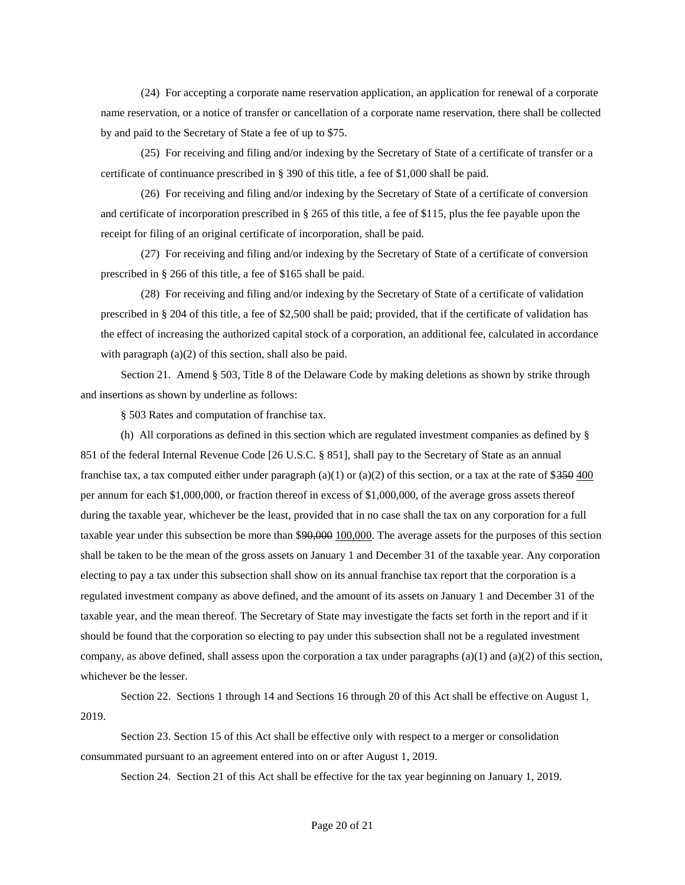(24) For accepting a corporate name reservation application, an application for renewal of a corporate name reservation, or a notice of transfer or cancellation of a corporate name reservation, there shall be collected by and paid to the Secretary of State a fee of up to $75.

(25) For receiving and filing and/or indexing by the Secretary of State of a certificate of transfer or a certificate of continuance prescribed in § 390 of this title, a fee of $1,000 shall be paid.

(26) For receiving and filing and/or indexing by the Secretary of State of a certificate of conversion and certificate of incorporation prescribed in § 265 of this title, a fee of $115, plus the fee payable upon the receipt for filing of an original certificate of incorporation, shall be paid.

(27) For receiving and filing and/or indexing by the Secretary of State of a certificate of conversion prescribed in § 266 of this title, a fee of $165 shall be paid.

(28) For receiving and filing and/or indexing by the Secretary of State of a certificate of validation prescribed in § 204 of this title, a fee of $2,500 shall be paid; provided, that if the certificate of validation has the effect of increasing the authorized capital stock of a corporation, an additional fee, calculated in accordance with paragraph (a)(2) of this section, shall also be paid.

Section 21. Amend § 503, Title 8 of the Delaware Code by making deletions as shown by strike through and insertions as shown by underline as follows:

§ 503 Rates and computation of franchise tax.

(h) All corporations as defined in this section which are regulated investment companies as defined by § 851 of the federal Internal Revenue Code [26 U.S.C. § 851], shall pay to the Secretary of State as an annual franchise tax, a tax computed either under paragraph (a)(1) or (a)(2) of this section, or a tax at the rate of $~~350~~ <u>400</u> per annum for each $1,000,000, or fraction thereof in excess of $1,000,000, of the average gross assets thereof during the taxable year, whichever be the least, provided that in no case shall the tax on any corporation for a full taxable year under this subsection be more than $~~90,000~~ <u>100,000</u>. The average assets for the purposes of this section shall be taken to be the mean of the gross assets on January 1 and December 31 of the taxable year. Any corporation electing to pay a tax under this subsection shall show on its annual franchise tax report that the corporation is a regulated investment company as above defined, and the amount of its assets on January 1 and December 31 of the taxable year, and the mean thereof. The Secretary of State may investigate the facts set forth in the report and if it should be found that the corporation so electing to pay under this subsection shall not be a regulated investment company, as above defined, shall assess upon the corporation a tax under paragraphs (a)(1) and (a)(2) of this section, whichever be the lesser.

Section 22. Sections 1 through 14 and Sections 16 through 20 of this Act shall be effective on August 1, 2019.

Section 23. Section 15 of this Act shall be effective only with respect to a merger or consolidation consummated pursuant to an agreement entered into on or after August 1, 2019.

Section 24. Section 21 of this Act shall be effective for the tax year beginning on January 1, 2019.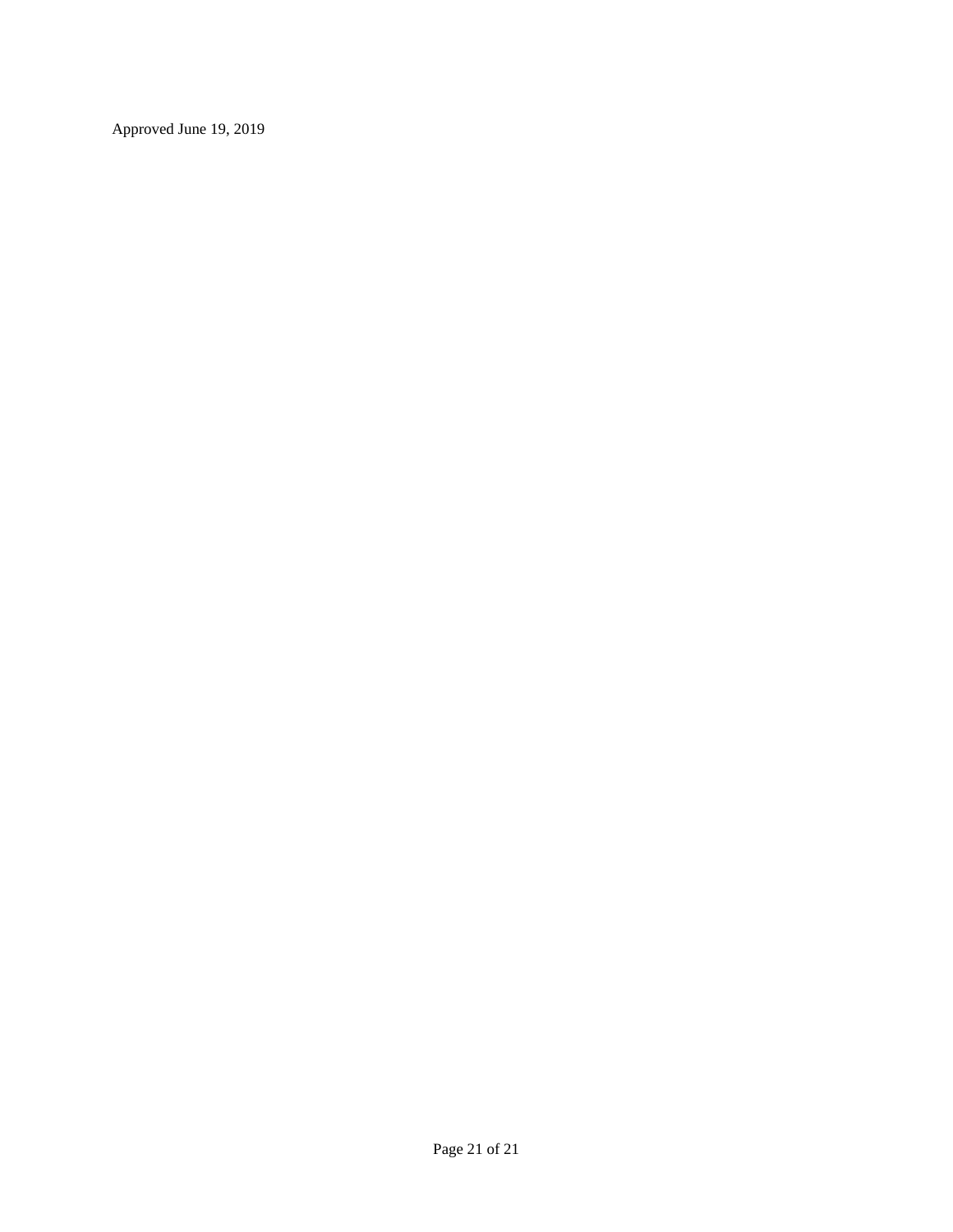Approved June 19, 2019